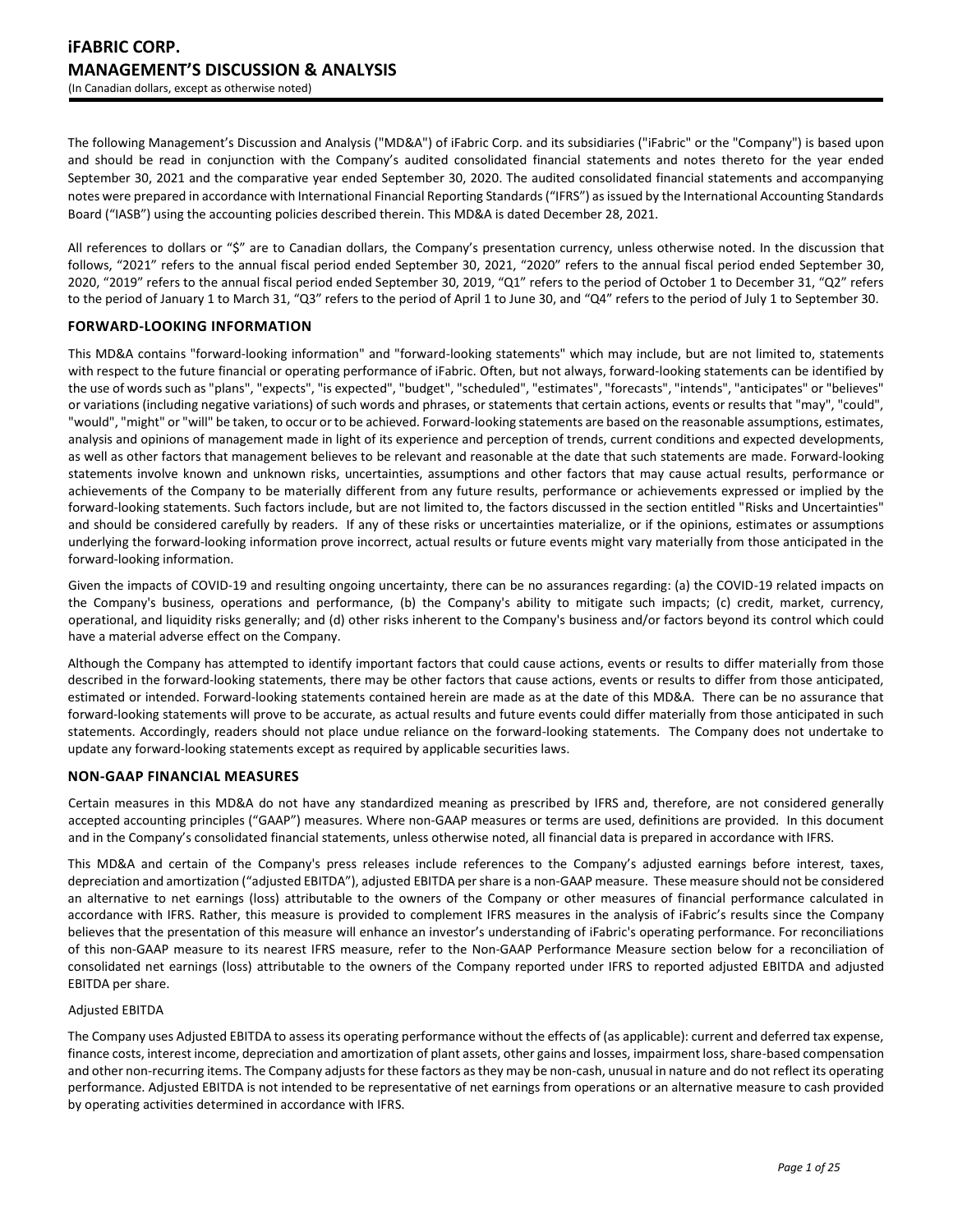# iFABRIC CORP.
# MANAGEMENT'S DISCUSSION & ANALYSIS
(In Canadian dollars, except as otherwise noted)

The following Management's Discussion and Analysis ("MD&A") of iFabric Corp. and its subsidiaries ("iFabric" or the "Company") is based upon and should be read in conjunction with the Company's audited consolidated financial statements and notes thereto for the year ended September 30, 2021 and the comparative year ended September 30, 2020. The audited consolidated financial statements and accompanying notes were prepared in accordance with International Financial Reporting Standards ("IFRS") as issued by the International Accounting Standards Board ("IASB") using the accounting policies described therein. This MD&A is dated December 28, 2021.

All references to dollars or "$" are to Canadian dollars, the Company's presentation currency, unless otherwise noted. In the discussion that follows, "2021" refers to the annual fiscal period ended September 30, 2021, "2020" refers to the annual fiscal period ended September 30, 2020, "2019" refers to the annual fiscal period ended September 30, 2019, "Q1" refers to the period of October 1 to December 31, "Q2" refers to the period of January 1 to March 31, "Q3" refers to the period of April 1 to June 30, and "Q4" refers to the period of July 1 to September 30.

## FORWARD-LOOKING INFORMATION

This MD&A contains "forward-looking information" and "forward-looking statements" which may include, but are not limited to, statements with respect to the future financial or operating performance of iFabric. Often, but not always, forward-looking statements can be identified by the use of words such as "plans", "expects", "is expected", "budget", "scheduled", "estimates", "forecasts", "intends", "anticipates" or "believes" or variations (including negative variations) of such words and phrases, or statements that certain actions, events or results that "may", "could", "would", "might" or "will" be taken, to occur or to be achieved. Forward-looking statements are based on the reasonable assumptions, estimates, analysis and opinions of management made in light of its experience and perception of trends, current conditions and expected developments, as well as other factors that management believes to be relevant and reasonable at the date that such statements are made. Forward-looking statements involve known and unknown risks, uncertainties, assumptions and other factors that may cause actual results, performance or achievements of the Company to be materially different from any future results, performance or achievements expressed or implied by the forward-looking statements. Such factors include, but are not limited to, the factors discussed in the section entitled "Risks and Uncertainties" and should be considered carefully by readers. If any of these risks or uncertainties materialize, or if the opinions, estimates or assumptions underlying the forward-looking information prove incorrect, actual results or future events might vary materially from those anticipated in the forward-looking information.

Given the impacts of COVID-19 and resulting ongoing uncertainty, there can be no assurances regarding: (a) the COVID-19 related impacts on the Company's business, operations and performance, (b) the Company's ability to mitigate such impacts; (c) credit, market, currency, operational, and liquidity risks generally; and (d) other risks inherent to the Company's business and/or factors beyond its control which could have a material adverse effect on the Company.

Although the Company has attempted to identify important factors that could cause actions, events or results to differ materially from those described in the forward-looking statements, there may be other factors that cause actions, events or results to differ from those anticipated, estimated or intended. Forward-looking statements contained herein are made as at the date of this MD&A. There can be no assurance that forward-looking statements will prove to be accurate, as actual results and future events could differ materially from those anticipated in such statements. Accordingly, readers should not place undue reliance on the forward-looking statements. The Company does not undertake to update any forward-looking statements except as required by applicable securities laws.

## NON-GAAP FINANCIAL MEASURES

Certain measures in this MD&A do not have any standardized meaning as prescribed by IFRS and, therefore, are not considered generally accepted accounting principles ("GAAP") measures. Where non-GAAP measures or terms are used, definitions are provided. In this document and in the Company's consolidated financial statements, unless otherwise noted, all financial data is prepared in accordance with IFRS.

This MD&A and certain of the Company's press releases include references to the Company's adjusted earnings before interest, taxes, depreciation and amortization ("adjusted EBITDA"), adjusted EBITDA per share is a non-GAAP measure. These measure should not be considered an alternative to net earnings (loss) attributable to the owners of the Company or other measures of financial performance calculated in accordance with IFRS. Rather, this measure is provided to complement IFRS measures in the analysis of iFabric's results since the Company believes that the presentation of this measure will enhance an investor's understanding of iFabric's operating performance. For reconciliations of this non-GAAP measure to its nearest IFRS measure, refer to the Non-GAAP Performance Measure section below for a reconciliation of consolidated net earnings (loss) attributable to the owners of the Company reported under IFRS to reported adjusted EBITDA and adjusted EBITDA per share.

Adjusted EBITDA

The Company uses Adjusted EBITDA to assess its operating performance without the effects of (as applicable): current and deferred tax expense, finance costs, interest income, depreciation and amortization of plant assets, other gains and losses, impairment loss, share-based compensation and other non-recurring items. The Company adjusts for these factors as they may be non-cash, unusual in nature and do not reflect its operating performance. Adjusted EBITDA is not intended to be representative of net earnings from operations or an alternative measure to cash provided by operating activities determined in accordance with IFRS.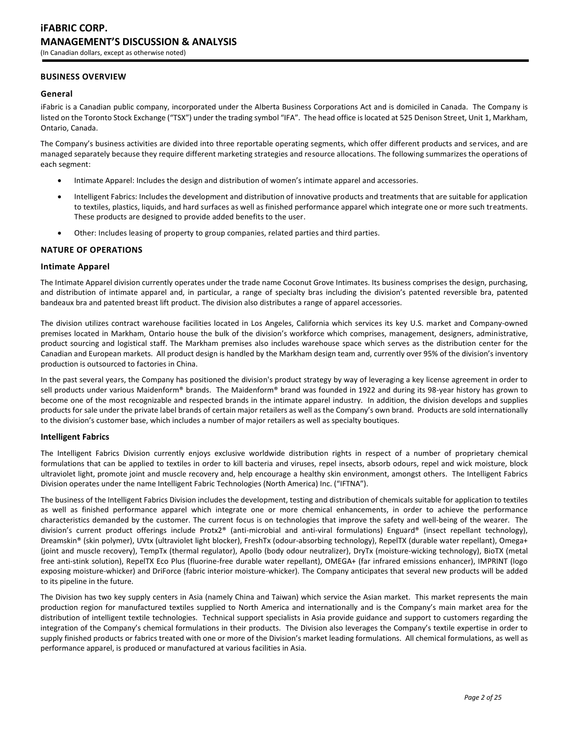## BUSINESS OVERVIEW

### General

iFabric is a Canadian public company, incorporated under the Alberta Business Corporations Act and is domiciled in Canada. The Company is listed on the Toronto Stock Exchange ("TSX") under the trading symbol "IFA". The head office is located at 525 Denison Street, Unit 1, Markham, Ontario, Canada.

The Company's business activities are divided into three reportable operating segments, which offer different products and services, and are managed separately because they require different marketing strategies and resource allocations. The following summarizes the operations of each segment:

- Intimate Apparel: Includes the design and distribution of women's intimate apparel and accessories.
- Intelligent Fabrics: Includes the development and distribution of innovative products and treatments that are suitable for application to textiles, plastics, liquids, and hard surfaces as well as finished performance apparel which integrate one or more such treatments. These products are designed to provide added benefits to the user.
- Other: Includes leasing of property to group companies, related parties and third parties.

## NATURE OF OPERATIONS

### Intimate Apparel

The Intimate Apparel division currently operates under the trade name Coconut Grove Intimates. Its business comprises the design, purchasing, and distribution of intimate apparel and, in particular, a range of specialty bras including the division's patented reversible bra, patented bandeaux bra and patented breast lift product. The division also distributes a range of apparel accessories.

The division utilizes contract warehouse facilities located in Los Angeles, California which services its key U.S. market and Company-owned premises located in Markham, Ontario house the bulk of the division's workforce which comprises, management, designers, administrative, product sourcing and logistical staff. The Markham premises also includes warehouse space which serves as the distribution center for the Canadian and European markets. All product design is handled by the Markham design team and, currently over 95% of the division's inventory production is outsourced to factories in China.

In the past several years, the Company has positioned the division's product strategy by way of leveraging a key license agreement in order to sell products under various Maidenform® brands. The Maidenform® brand was founded in 1922 and during its 98-year history has grown to become one of the most recognizable and respected brands in the intimate apparel industry. In addition, the division develops and supplies products for sale under the private label brands of certain major retailers as well as the Company's own brand. Products are sold internationally to the division's customer base, which includes a number of major retailers as well as specialty boutiques.

### Intelligent Fabrics

The Intelligent Fabrics Division currently enjoys exclusive worldwide distribution rights in respect of a number of proprietary chemical formulations that can be applied to textiles in order to kill bacteria and viruses, repel insects, absorb odours, repel and wick moisture, block ultraviolet light, promote joint and muscle recovery and, help encourage a healthy skin environment, amongst others. The Intelligent Fabrics Division operates under the name Intelligent Fabric Technologies (North America) Inc. ("IFTNA").

The business of the Intelligent Fabrics Division includes the development, testing and distribution of chemicals suitable for application to textiles as well as finished performance apparel which integrate one or more chemical enhancements, in order to achieve the performance characteristics demanded by the customer. The current focus is on technologies that improve the safety and well-being of the wearer. The division's current product offerings include Protx2® (anti-microbial and anti-viral formulations) Enguard® (insect repellant technology), Dreamskin® (skin polymer), UVtx (ultraviolet light blocker), FreshTx (odour-absorbing technology), RepelTX (durable water repellant), Omega+ (joint and muscle recovery), TempTx (thermal regulator), Apollo (body odour neutralizer), DryTx (moisture-wicking technology), BioTX (metal free anti-stink solution), RepelTX Eco Plus (fluorine-free durable water repellant), OMEGA+ (far infrared emissions enhancer), IMPRINT (logo exposing moisture-whicker) and DriForce (fabric interior moisture-whicker). The Company anticipates that several new products will be added to its pipeline in the future.

The Division has two key supply centers in Asia (namely China and Taiwan) which service the Asian market. This market represents the main production region for manufactured textiles supplied to North America and internationally and is the Company's main market area for the distribution of intelligent textile technologies. Technical support specialists in Asia provide guidance and support to customers regarding the integration of the Company's chemical formulations in their products. The Division also leverages the Company's textile expertise in order to supply finished products or fabrics treated with one or more of the Division's market leading formulations. All chemical formulations, as well as performance apparel, is produced or manufactured at various facilities in Asia.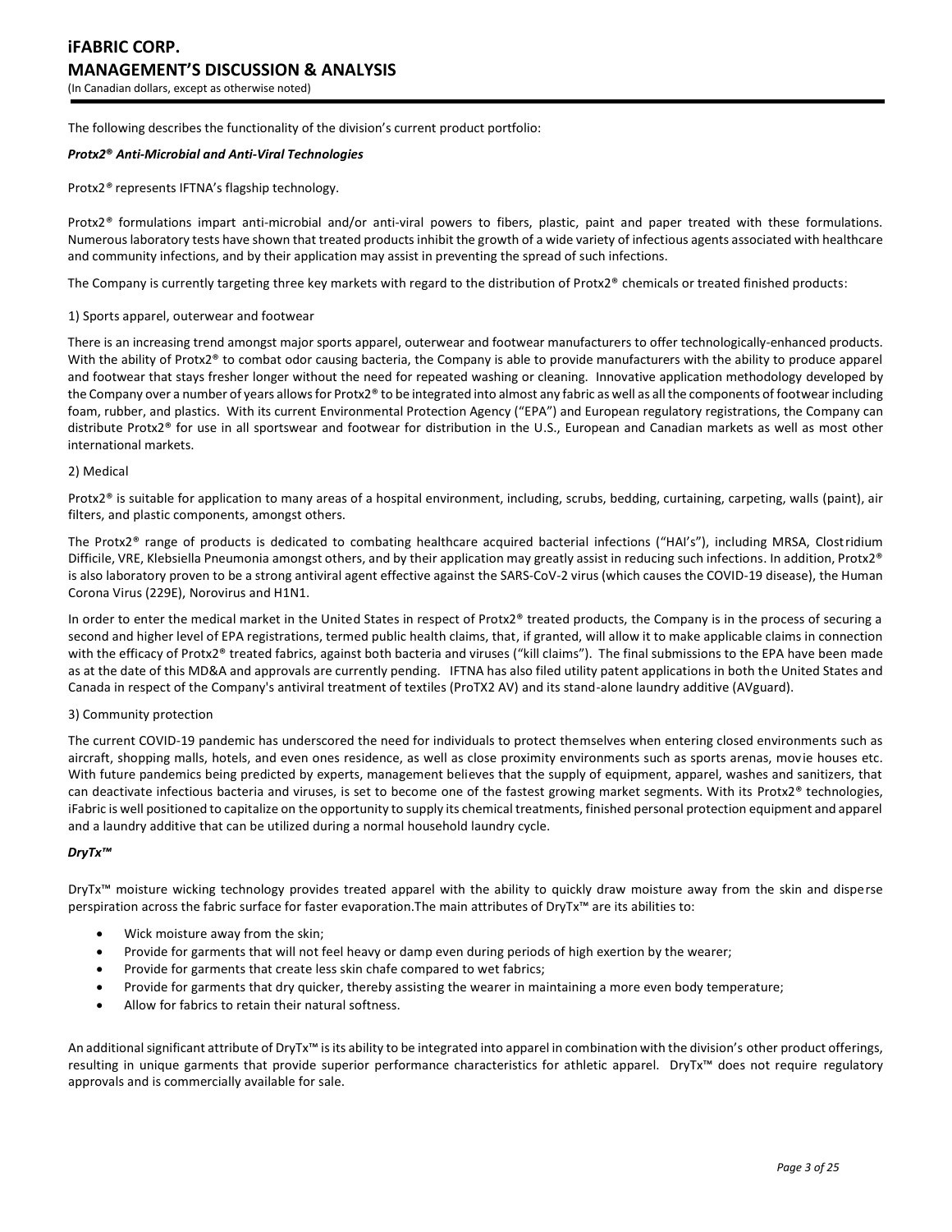The following describes the functionality of the division's current product portfolio:

***Protx2® Anti-Microbial and Anti-Viral Technologies***

Protx2® represents IFTNA's flagship technology.

Protx2® formulations impart anti-microbial and/or anti-viral powers to fibers, plastic, paint and paper treated with these formulations. Numerous laboratory tests have shown that treated products inhibit the growth of a wide variety of infectious agents associated with healthcare and community infections, and by their application may assist in preventing the spread of such infections.

The Company is currently targeting three key markets with regard to the distribution of Protx2® chemicals or treated finished products:

1) Sports apparel, outerwear and footwear

There is an increasing trend amongst major sports apparel, outerwear and footwear manufacturers to offer technologically-enhanced products. With the ability of Protx2® to combat odor causing bacteria, the Company is able to provide manufacturers with the ability to produce apparel and footwear that stays fresher longer without the need for repeated washing or cleaning. Innovative application methodology developed by the Company over a number of years allows for Protx2® to be integrated into almost any fabric as well as all the components of footwear including foam, rubber, and plastics. With its current Environmental Protection Agency ("EPA") and European regulatory registrations, the Company can distribute Protx2® for use in all sportswear and footwear for distribution in the U.S., European and Canadian markets as well as most other international markets.

2) Medical

Protx2® is suitable for application to many areas of a hospital environment, including, scrubs, bedding, curtaining, carpeting, walls (paint), air filters, and plastic components, amongst others.

The Protx2® range of products is dedicated to combating healthcare acquired bacterial infections ("HAI's"), including MRSA, Clostridium Difficile, VRE, Klebsiella Pneumonia amongst others, and by their application may greatly assist in reducing such infections. In addition, Protx2® is also laboratory proven to be a strong antiviral agent effective against the SARS-CoV-2 virus (which causes the COVID-19 disease), the Human Corona Virus (229E), Norovirus and H1N1.

In order to enter the medical market in the United States in respect of Protx2® treated products, the Company is in the process of securing a second and higher level of EPA registrations, termed public health claims, that, if granted, will allow it to make applicable claims in connection with the efficacy of Protx2® treated fabrics, against both bacteria and viruses ("kill claims"). The final submissions to the EPA have been made as at the date of this MD&A and approvals are currently pending. IFTNA has also filed utility patent applications in both the United States and Canada in respect of the Company's antiviral treatment of textiles (ProTX2 AV) and its stand-alone laundry additive (AVguard).

3) Community protection

The current COVID-19 pandemic has underscored the need for individuals to protect themselves when entering closed environments such as aircraft, shopping malls, hotels, and even ones residence, as well as close proximity environments such as sports arenas, movie houses etc. With future pandemics being predicted by experts, management believes that the supply of equipment, apparel, washes and sanitizers, that can deactivate infectious bacteria and viruses, is set to become one of the fastest growing market segments. With its Protx2® technologies, iFabric is well positioned to capitalize on the opportunity to supply its chemical treatments, finished personal protection equipment and apparel and a laundry additive that can be utilized during a normal household laundry cycle.

***DryTx™***

DryTx™ moisture wicking technology provides treated apparel with the ability to quickly draw moisture away from the skin and disperse perspiration across the fabric surface for faster evaporation.The main attributes of DryTx™ are its abilities to:

- Wick moisture away from the skin;
- Provide for garments that will not feel heavy or damp even during periods of high exertion by the wearer;
- Provide for garments that create less skin chafe compared to wet fabrics;
- Provide for garments that dry quicker, thereby assisting the wearer in maintaining a more even body temperature;
- Allow for fabrics to retain their natural softness.

An additional significant attribute of DryTx™ is its ability to be integrated into apparel in combination with the division's other product offerings, resulting in unique garments that provide superior performance characteristics for athletic apparel. DryTx™ does not require regulatory approvals and is commercially available for sale.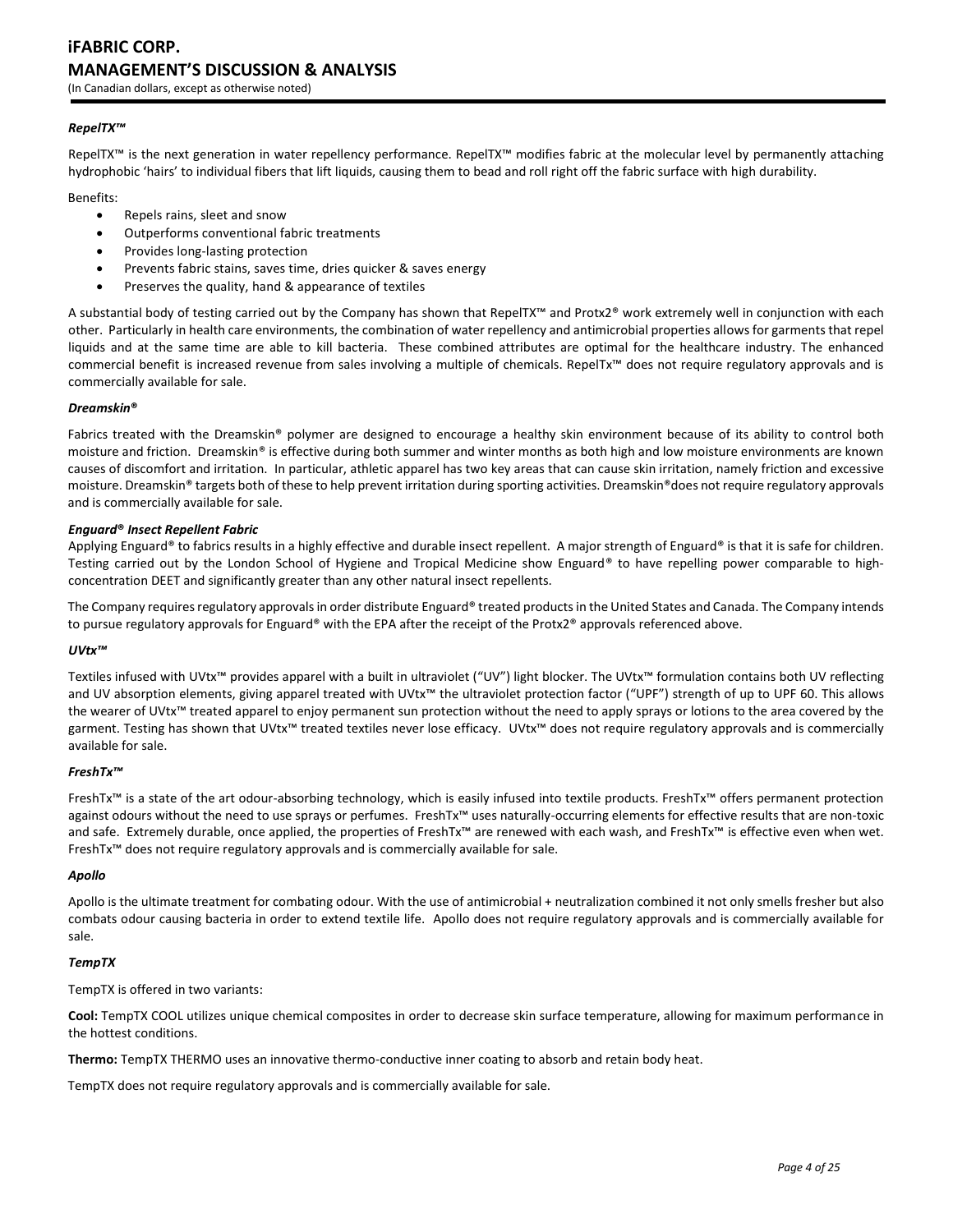#### *RepelTX™*

RepelTX™ is the next generation in water repellency performance. RepelTX™ modifies fabric at the molecular level by permanently attaching hydrophobic 'hairs' to individual fibers that lift liquids, causing them to bead and roll right off the fabric surface with high durability.

Benefits:

- Repels rains, sleet and snow
- Outperforms conventional fabric treatments
- Provides long-lasting protection
- Prevents fabric stains, saves time, dries quicker & saves energy
- Preserves the quality, hand & appearance of textiles

A substantial body of testing carried out by the Company has shown that RepelTX™ and Protx2® work extremely well in conjunction with each other. Particularly in health care environments, the combination of water repellency and antimicrobial properties allows for garments that repel liquids and at the same time are able to kill bacteria. These combined attributes are optimal for the healthcare industry. The enhanced commercial benefit is increased revenue from sales involving a multiple of chemicals. RepelTx™ does not require regulatory approvals and is commercially available for sale.

#### *Dreamskin®*

Fabrics treated with the Dreamskin® polymer are designed to encourage a healthy skin environment because of its ability to control both moisture and friction. Dreamskin® is effective during both summer and winter months as both high and low moisture environments are known causes of discomfort and irritation. In particular, athletic apparel has two key areas that can cause skin irritation, namely friction and excessive moisture. Dreamskin® targets both of these to help prevent irritation during sporting activities. Dreamskin®does not require regulatory approvals and is commercially available for sale.

#### *Enguard® Insect Repellent Fabric*

Applying Enguard® to fabrics results in a highly effective and durable insect repellent. A major strength of Enguard® is that it is safe for children. Testing carried out by the London School of Hygiene and Tropical Medicine show Enguard® to have repelling power comparable to high-concentration DEET and significantly greater than any other natural insect repellents.

The Company requires regulatory approvals in order distribute Enguard® treated products in the United States and Canada. The Company intends to pursue regulatory approvals for Enguard® with the EPA after the receipt of the Protx2® approvals referenced above.

#### *UVtx™*

Textiles infused with UVtx™ provides apparel with a built in ultraviolet ("UV") light blocker. The UVtx™ formulation contains both UV reflecting and UV absorption elements, giving apparel treated with UVtx™ the ultraviolet protection factor ("UPF") strength of up to UPF 60. This allows the wearer of UVtx™ treated apparel to enjoy permanent sun protection without the need to apply sprays or lotions to the area covered by the garment. Testing has shown that UVtx™ treated textiles never lose efficacy. UVtx™ does not require regulatory approvals and is commercially available for sale.

#### *FreshTx™*

FreshTx™ is a state of the art odour-absorbing technology, which is easily infused into textile products. FreshTx™ offers permanent protection against odours without the need to use sprays or perfumes. FreshTx™ uses naturally-occurring elements for effective results that are non-toxic and safe. Extremely durable, once applied, the properties of FreshTx™ are renewed with each wash, and FreshTx™ is effective even when wet. FreshTx™ does not require regulatory approvals and is commercially available for sale.

#### *Apollo*

Apollo is the ultimate treatment for combating odour. With the use of antimicrobial + neutralization combined it not only smells fresher but also combats odour causing bacteria in order to extend textile life. Apollo does not require regulatory approvals and is commercially available for sale.

#### *TempTX*

TempTX is offered in two variants:

**Cool:** TempTX COOL utilizes unique chemical composites in order to decrease skin surface temperature, allowing for maximum performance in the hottest conditions.

**Thermo:** TempTX THERMO uses an innovative thermo-conductive inner coating to absorb and retain body heat.

TempTX does not require regulatory approvals and is commercially available for sale.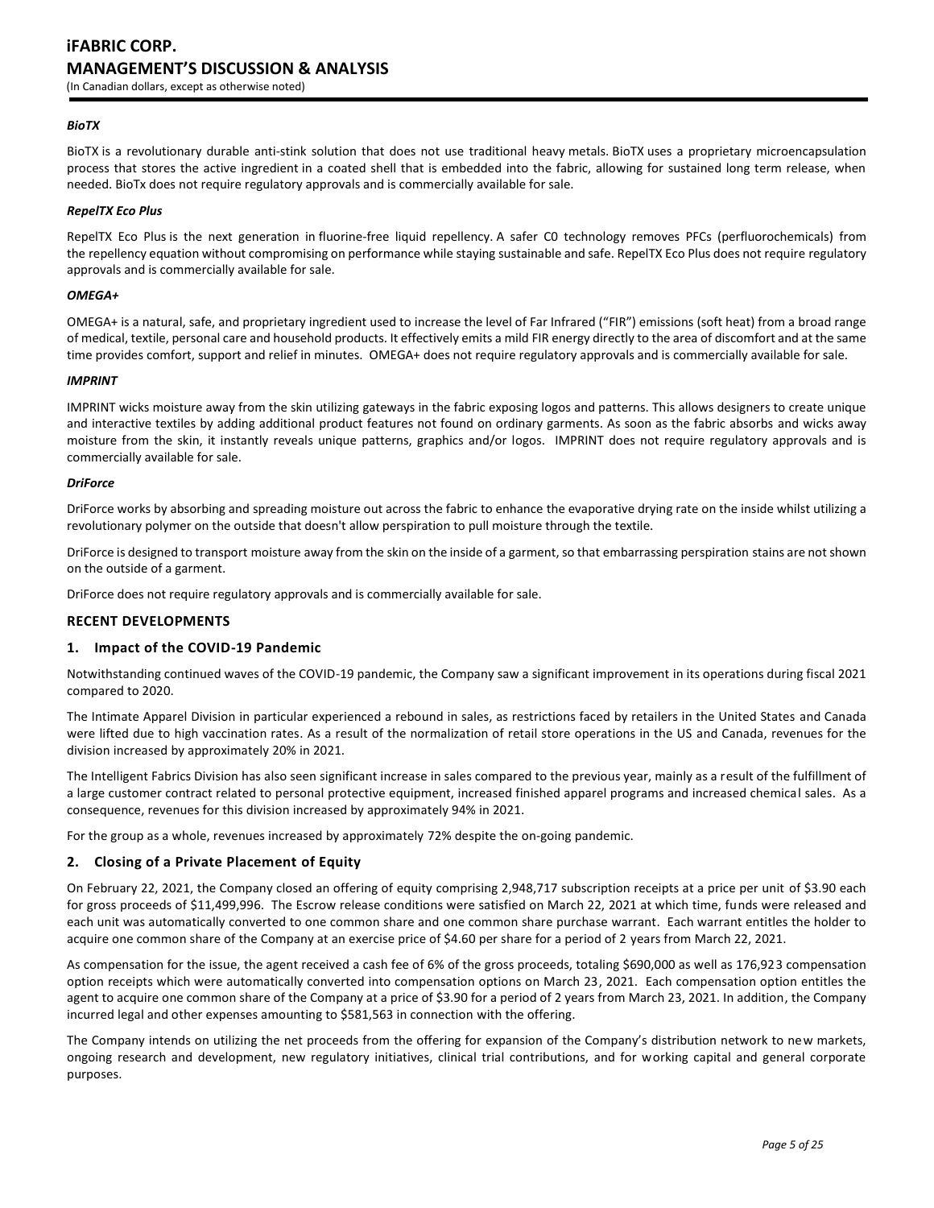### *BioTX*

BioTX is a revolutionary durable anti-stink solution that does not use traditional heavy metals. BioTX uses a proprietary microencapsulation process that stores the active ingredient in a coated shell that is embedded into the fabric, allowing for sustained long term release, when needed. BioTx does not require regulatory approvals and is commercially available for sale.

### *RepelTX Eco Plus*

RepelTX Eco Plus is the next generation in fluorine-free liquid repellency. A safer C0 technology removes PFCs (perfluorochemicals) from the repellency equation without compromising on performance while staying sustainable and safe. RepelTX Eco Plus does not require regulatory approvals and is commercially available for sale.

### *OMEGA+*

OMEGA+ is a natural, safe, and proprietary ingredient used to increase the level of Far Infrared ("FIR") emissions (soft heat) from a broad range of medical, textile, personal care and household products. It effectively emits a mild FIR energy directly to the area of discomfort and at the same time provides comfort, support and relief in minutes. OMEGA+ does not require regulatory approvals and is commercially available for sale.

### *IMPRINT*

IMPRINT wicks moisture away from the skin utilizing gateways in the fabric exposing logos and patterns. This allows designers to create unique and interactive textiles by adding additional product features not found on ordinary garments. As soon as the fabric absorbs and wicks away moisture from the skin, it instantly reveals unique patterns, graphics and/or logos. IMPRINT does not require regulatory approvals and is commercially available for sale.

### *DriForce*

DriForce works by absorbing and spreading moisture out across the fabric to enhance the evaporative drying rate on the inside whilst utilizing a revolutionary polymer on the outside that doesn't allow perspiration to pull moisture through the textile.

DriForce is designed to transport moisture away from the skin on the inside of a garment, so that embarrassing perspiration stains are not shown on the outside of a garment.

DriForce does not require regulatory approvals and is commercially available for sale.

## RECENT DEVELOPMENTS

### 1. Impact of the COVID-19 Pandemic

Notwithstanding continued waves of the COVID-19 pandemic, the Company saw a significant improvement in its operations during fiscal 2021 compared to 2020.

The Intimate Apparel Division in particular experienced a rebound in sales, as restrictions faced by retailers in the United States and Canada were lifted due to high vaccination rates. As a result of the normalization of retail store operations in the US and Canada, revenues for the division increased by approximately 20% in 2021.

The Intelligent Fabrics Division has also seen significant increase in sales compared to the previous year, mainly as a result of the fulfillment of a large customer contract related to personal protective equipment, increased finished apparel programs and increased chemical sales. As a consequence, revenues for this division increased by approximately 94% in 2021.

For the group as a whole, revenues increased by approximately 72% despite the on-going pandemic.

### 2. Closing of a Private Placement of Equity

On February 22, 2021, the Company closed an offering of equity comprising 2,948,717 subscription receipts at a price per unit of $3.90 each for gross proceeds of $11,499,996. The Escrow release conditions were satisfied on March 22, 2021 at which time, funds were released and each unit was automatically converted to one common share and one common share purchase warrant. Each warrant entitles the holder to acquire one common share of the Company at an exercise price of $4.60 per share for a period of 2 years from March 22, 2021.

As compensation for the issue, the agent received a cash fee of 6% of the gross proceeds, totaling $690,000 as well as 176,923 compensation option receipts which were automatically converted into compensation options on March 23, 2021. Each compensation option entitles the agent to acquire one common share of the Company at a price of $3.90 for a period of 2 years from March 23, 2021. In addition, the Company incurred legal and other expenses amounting to $581,563 in connection with the offering.

The Company intends on utilizing the net proceeds from the offering for expansion of the Company's distribution network to new markets, ongoing research and development, new regulatory initiatives, clinical trial contributions, and for working capital and general corporate purposes.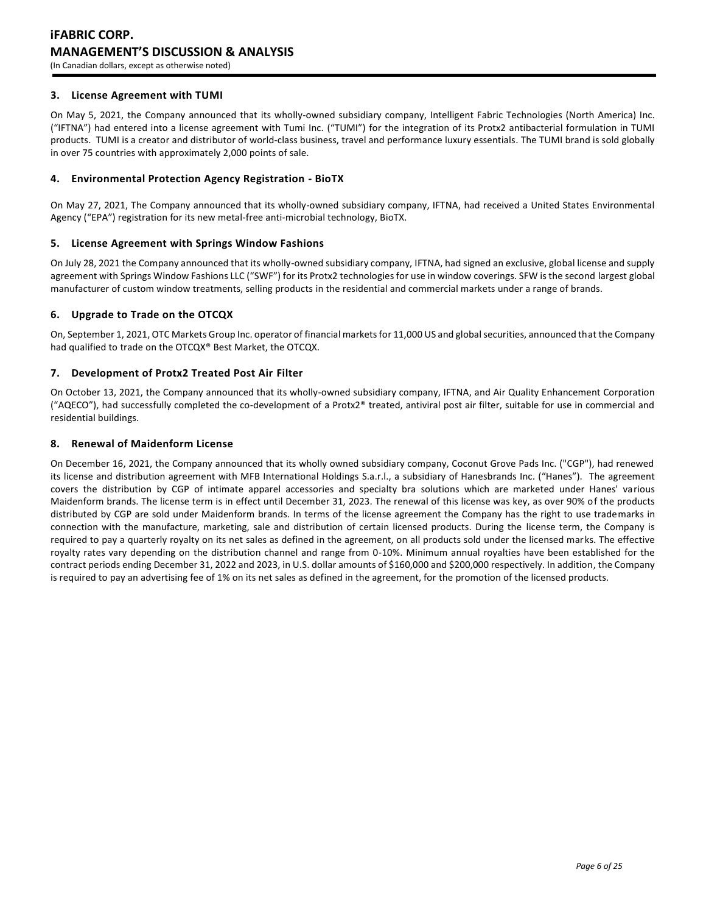### 3. License Agreement with TUMI

On May 5, 2021, the Company announced that its wholly-owned subsidiary company, Intelligent Fabric Technologies (North America) Inc. ("IFTNA") had entered into a license agreement with Tumi Inc. ("TUMI") for the integration of its Protx2 antibacterial formulation in TUMI products. TUMI is a creator and distributor of world-class business, travel and performance luxury essentials. The TUMI brand is sold globally in over 75 countries with approximately 2,000 points of sale.

### 4. Environmental Protection Agency Registration - BioTX

On May 27, 2021, The Company announced that its wholly-owned subsidiary company, IFTNA, had received a United States Environmental Agency ("EPA") registration for its new metal-free anti-microbial technology, BioTX.

### 5. License Agreement with Springs Window Fashions

On July 28, 2021 the Company announced that its wholly-owned subsidiary company, IFTNA, had signed an exclusive, global license and supply agreement with Springs Window Fashions LLC ("SWF") for its Protx2 technologies for use in window coverings. SFW is the second largest global manufacturer of custom window treatments, selling products in the residential and commercial markets under a range of brands.

### 6. Upgrade to Trade on the OTCQX

On, September 1, 2021, OTC Markets Group Inc. operator of financial markets for 11,000 US and global securities, announced that the Company had qualified to trade on the OTCQX® Best Market, the OTCQX.

### 7. Development of Protx2 Treated Post Air Filter

On October 13, 2021, the Company announced that its wholly-owned subsidiary company, IFTNA, and Air Quality Enhancement Corporation ("AQECO"), had successfully completed the co-development of a Protx2® treated, antiviral post air filter, suitable for use in commercial and residential buildings.

### 8. Renewal of Maidenform License

On December 16, 2021, the Company announced that its wholly owned subsidiary company, Coconut Grove Pads Inc. ("CGP"), had renewed its license and distribution agreement with MFB International Holdings S.a.r.l., a subsidiary of Hanesbrands Inc. ("Hanes"). The agreement covers the distribution by CGP of intimate apparel accessories and specialty bra solutions which are marketed under Hanes' various Maidenform brands. The license term is in effect until December 31, 2023. The renewal of this license was key, as over 90% of the products distributed by CGP are sold under Maidenform brands. In terms of the license agreement the Company has the right to use trademarks in connection with the manufacture, marketing, sale and distribution of certain licensed products. During the license term, the Company is required to pay a quarterly royalty on its net sales as defined in the agreement, on all products sold under the licensed marks. The effective royalty rates vary depending on the distribution channel and range from 0-10%. Minimum annual royalties have been established for the contract periods ending December 31, 2022 and 2023, in U.S. dollar amounts of $160,000 and $200,000 respectively. In addition, the Company is required to pay an advertising fee of 1% on its net sales as defined in the agreement, for the promotion of the licensed products.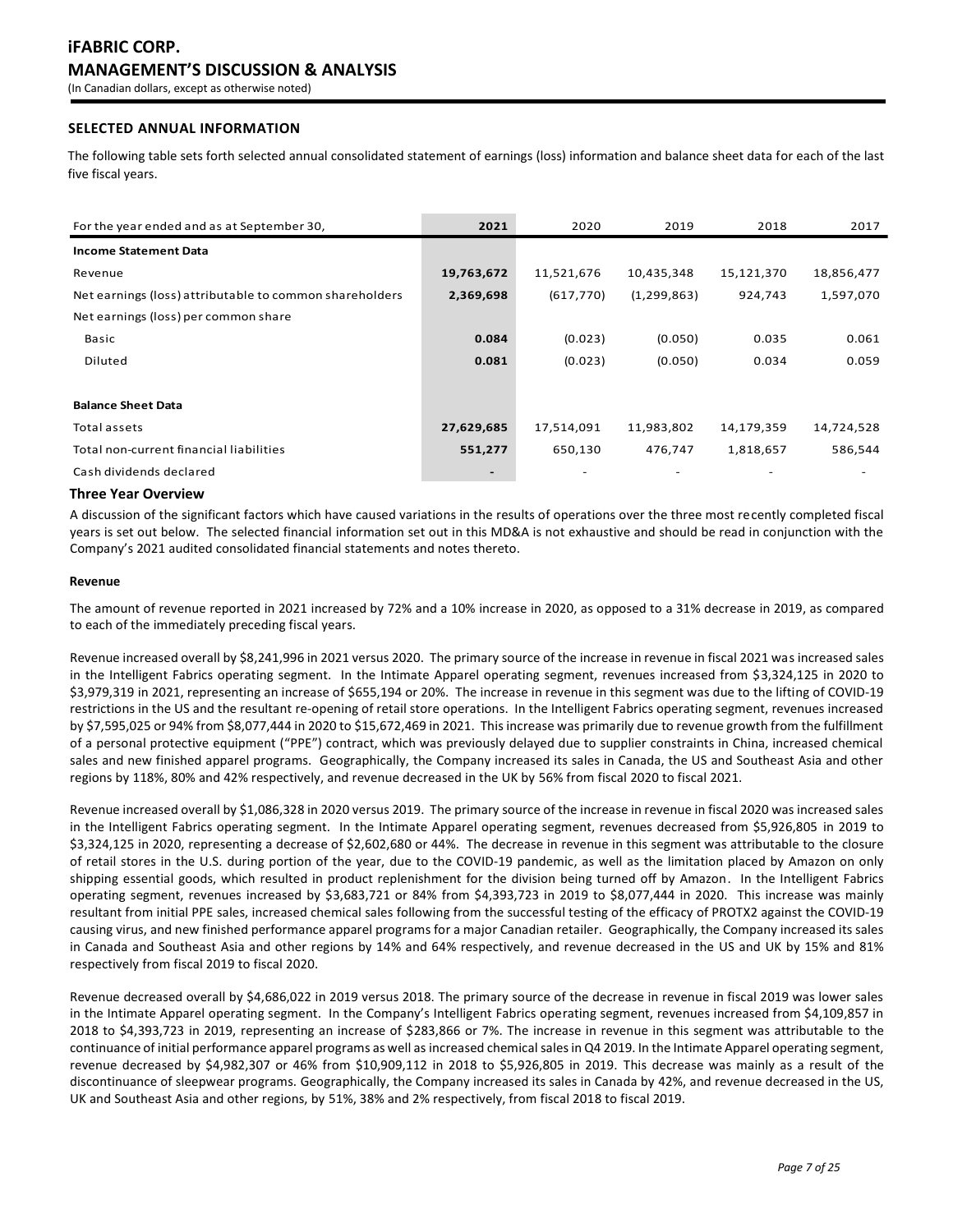## SELECTED ANNUAL INFORMATION

The following table sets forth selected annual consolidated statement of earnings (loss) information and balance sheet data for each of the last five fiscal years.

| For the year ended and as at September 30, | 2021 | 2020 | 2019 | 2018 | 2017 |
|---|---|---|---|---|---|
| **Income Statement Data** | | | | | |
| Revenue | **19,763,672** | 11,521,676 | 10,435,348 | 15,121,370 | 18,856,477 |
| Net earnings (loss) attributable to common shareholders | **2,369,698** | (617,770) | (1,299,863) | 924,743 | 1,597,070 |
| Net earnings (loss) per common share | | | | | |
| Basic | **0.084** | (0.023) | (0.050) | 0.035 | 0.061 |
| Diluted | **0.081** | (0.023) | (0.050) | 0.034 | 0.059 |
| | | | | | |
| **Balance Sheet Data** | | | | | |
| Total assets | **27,629,685** | 17,514,091 | 11,983,802 | 14,179,359 | 14,724,528 |
| Total non-current financial liabilities | **551,277** | 650,130 | 476,747 | 1,818,657 | 586,544 |
| Cash dividends declared | **-** | - | - | - | - |

### Three Year Overview

A discussion of the significant factors which have caused variations in the results of operations over the three most recently completed fiscal years is set out below. The selected financial information set out in this MD&A is not exhaustive and should be read in conjunction with the Company's 2021 audited consolidated financial statements and notes thereto.

**Revenue**

The amount of revenue reported in 2021 increased by 72% and a 10% increase in 2020, as opposed to a 31% decrease in 2019, as compared to each of the immediately preceding fiscal years.

Revenue increased overall by $8,241,996 in 2021 versus 2020. The primary source of the increase in revenue in fiscal 2021 was increased sales in the Intelligent Fabrics operating segment. In the Intimate Apparel operating segment, revenues increased from $3,324,125 in 2020 to $3,979,319 in 2021, representing an increase of $655,194 or 20%. The increase in revenue in this segment was due to the lifting of COVID-19 restrictions in the US and the resultant re-opening of retail store operations. In the Intelligent Fabrics operating segment, revenues increased by $7,595,025 or 94% from $8,077,444 in 2020 to $15,672,469 in 2021. This increase was primarily due to revenue growth from the fulfillment of a personal protective equipment ("PPE") contract, which was previously delayed due to supplier constraints in China, increased chemical sales and new finished apparel programs. Geographically, the Company increased its sales in Canada, the US and Southeast Asia and other regions by 118%, 80% and 42% respectively, and revenue decreased in the UK by 56% from fiscal 2020 to fiscal 2021.

Revenue increased overall by $1,086,328 in 2020 versus 2019. The primary source of the increase in revenue in fiscal 2020 was increased sales in the Intelligent Fabrics operating segment. In the Intimate Apparel operating segment, revenues decreased from $5,926,805 in 2019 to $3,324,125 in 2020, representing a decrease of $2,602,680 or 44%. The decrease in revenue in this segment was attributable to the closure of retail stores in the U.S. during portion of the year, due to the COVID-19 pandemic, as well as the limitation placed by Amazon on only shipping essential goods, which resulted in product replenishment for the division being turned off by Amazon. In the Intelligent Fabrics operating segment, revenues increased by $3,683,721 or 84% from $4,393,723 in 2019 to $8,077,444 in 2020. This increase was mainly resultant from initial PPE sales, increased chemical sales following from the successful testing of the efficacy of PROTX2 against the COVID-19 causing virus, and new finished performance apparel programs for a major Canadian retailer. Geographically, the Company increased its sales in Canada and Southeast Asia and other regions by 14% and 64% respectively, and revenue decreased in the US and UK by 15% and 81% respectively from fiscal 2019 to fiscal 2020.

Revenue decreased overall by $4,686,022 in 2019 versus 2018. The primary source of the decrease in revenue in fiscal 2019 was lower sales in the Intimate Apparel operating segment. In the Company's Intelligent Fabrics operating segment, revenues increased from $4,109,857 in 2018 to $4,393,723 in 2019, representing an increase of $283,866 or 7%. The increase in revenue in this segment was attributable to the continuance of initial performance apparel programs as well as increased chemical sales in Q4 2019. In the Intimate Apparel operating segment, revenue decreased by $4,982,307 or 46% from $10,909,112 in 2018 to $5,926,805 in 2019. This decrease was mainly as a result of the discontinuance of sleepwear programs. Geographically, the Company increased its sales in Canada by 42%, and revenue decreased in the US, UK and Southeast Asia and other regions, by 51%, 38% and 2% respectively, from fiscal 2018 to fiscal 2019.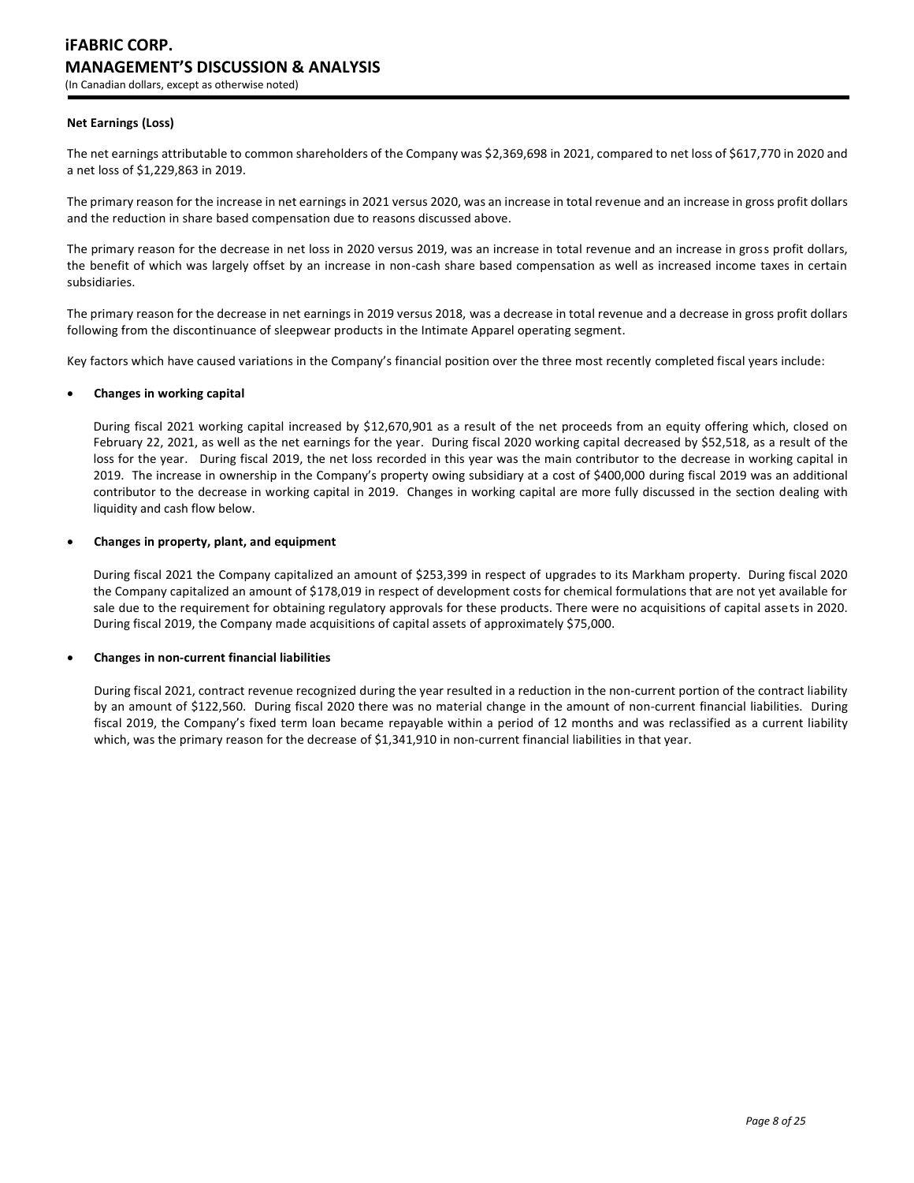**Net Earnings (Loss)**

The net earnings attributable to common shareholders of the Company was $2,369,698 in 2021, compared to net loss of $617,770 in 2020 and a net loss of $1,229,863 in 2019.

The primary reason for the increase in net earnings in 2021 versus 2020, was an increase in total revenue and an increase in gross profit dollars and the reduction in share based compensation due to reasons discussed above.

The primary reason for the decrease in net loss in 2020 versus 2019, was an increase in total revenue and an increase in gross profit dollars, the benefit of which was largely offset by an increase in non-cash share based compensation as well as increased income taxes in certain subsidiaries.

The primary reason for the decrease in net earnings in 2019 versus 2018, was a decrease in total revenue and a decrease in gross profit dollars following from the discontinuance of sleepwear products in the Intimate Apparel operating segment.

Key factors which have caused variations in the Company's financial position over the three most recently completed fiscal years include:

- **Changes in working capital**

  During fiscal 2021 working capital increased by $12,670,901 as a result of the net proceeds from an equity offering which, closed on February 22, 2021, as well as the net earnings for the year. During fiscal 2020 working capital decreased by $52,518, as a result of the loss for the year. During fiscal 2019, the net loss recorded in this year was the main contributor to the decrease in working capital in 2019. The increase in ownership in the Company's property owing subsidiary at a cost of $400,000 during fiscal 2019 was an additional contributor to the decrease in working capital in 2019. Changes in working capital are more fully discussed in the section dealing with liquidity and cash flow below.

- **Changes in property, plant, and equipment**

  During fiscal 2021 the Company capitalized an amount of $253,399 in respect of upgrades to its Markham property. During fiscal 2020 the Company capitalized an amount of $178,019 in respect of development costs for chemical formulations that are not yet available for sale due to the requirement for obtaining regulatory approvals for these products. There were no acquisitions of capital assets in 2020. During fiscal 2019, the Company made acquisitions of capital assets of approximately $75,000.

- **Changes in non-current financial liabilities**

  During fiscal 2021, contract revenue recognized during the year resulted in a reduction in the non-current portion of the contract liability by an amount of $122,560. During fiscal 2020 there was no material change in the amount of non-current financial liabilities. During fiscal 2019, the Company's fixed term loan became repayable within a period of 12 months and was reclassified as a current liability which, was the primary reason for the decrease of $1,341,910 in non-current financial liabilities in that year.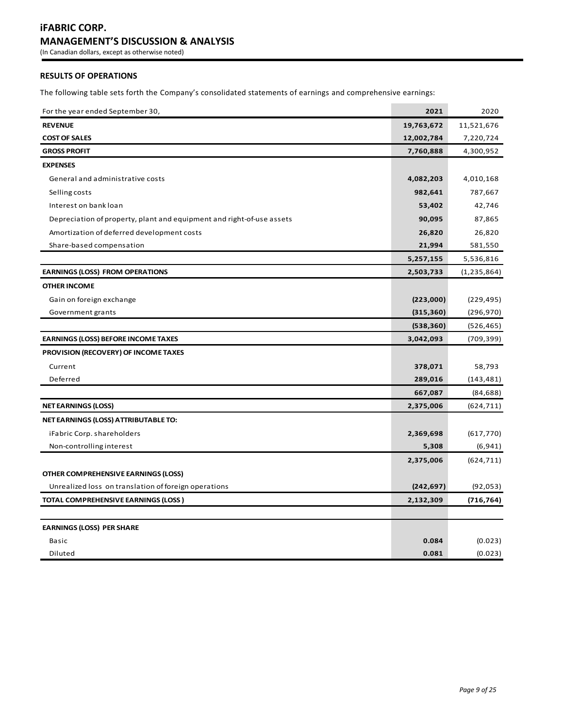# iFABRIC CORP.

## MANAGEMENT'S DISCUSSION & ANALYSIS

(In Canadian dollars, except as otherwise noted)

### RESULTS OF OPERATIONS

The following table sets forth the Company's consolidated statements of earnings and comprehensive earnings:

| For the year ended September 30, | 2021 | 2020 |
|---|---|---|
| **REVENUE** | **19,763,672** | 11,521,676 |
| **COST OF SALES** | **12,002,784** | 7,220,724 |
| **GROSS PROFIT** | **7,760,888** | 4,300,952 |
| **EXPENSES** | | |
| General and administrative costs | **4,082,203** | 4,010,168 |
| Selling costs | **982,641** | 787,667 |
| Interest on bank loan | **53,402** | 42,746 |
| Depreciation of property, plant and equipment and right-of-use assets | **90,095** | 87,865 |
| Amortization of deferred development costs | **26,820** | 26,820 |
| Share-based compensation | **21,994** | 581,550 |
| | **5,257,155** | 5,536,816 |
| **EARNINGS (LOSS) FROM OPERATIONS** | **2,503,733** | (1,235,864) |
| **OTHER INCOME** | | |
| Gain on foreign exchange | **(223,000)** | (229,495) |
| Government grants | **(315,360)** | (296,970) |
| | **(538,360)** | (526,465) |
| **EARNINGS (LOSS) BEFORE INCOME TAXES** | **3,042,093** | (709,399) |
| **PROVISION (RECOVERY) OF INCOME TAXES** | | |
| Current | **378,071** | 58,793 |
| Deferred | **289,016** | (143,481) |
| | **667,087** | (84,688) |
| **NET EARNINGS (LOSS)** | **2,375,006** | (624,711) |
| **NET EARNINGS (LOSS) ATTRIBUTABLE TO:** | | |
| iFabric Corp. shareholders | **2,369,698** | (617,770) |
| Non-controlling interest | **5,308** | (6,941) |
| | **2,375,006** | (624,711) |
| **OTHER COMPREHENSIVE EARNINGS (LOSS)** | | |
| Unrealized loss on translation of foreign operations | **(242,697)** | (92,053) |
| **TOTAL COMPREHENSIVE EARNINGS (LOSS )** | **2,132,309** | **(716,764)** |
| | | |
| **EARNINGS (LOSS) PER SHARE** | | |
| Basic | **0.084** | (0.023) |
| Diluted | **0.081** | (0.023) |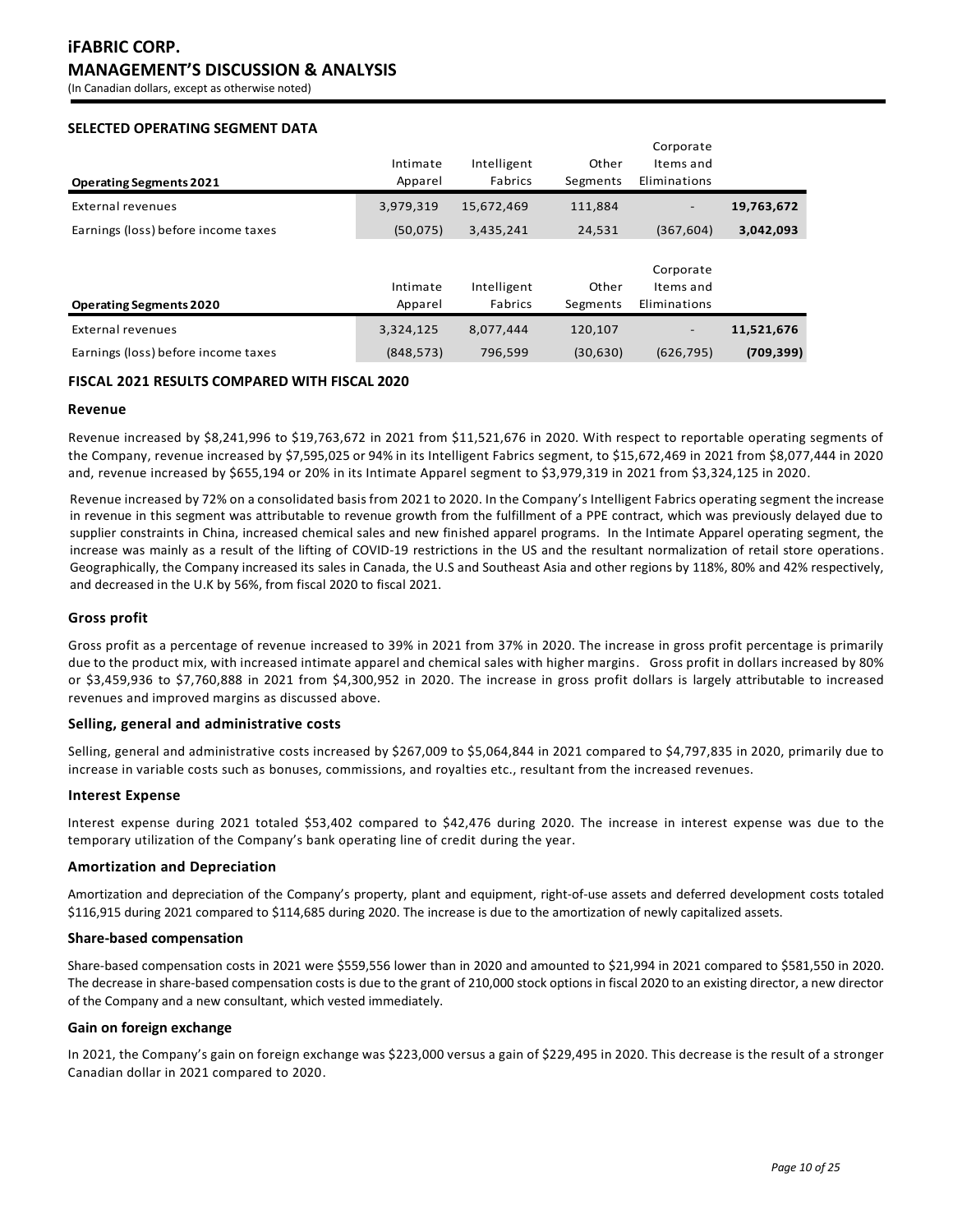## SELECTED OPERATING SEGMENT DATA

| Operating Segments 2021 | Intimate Apparel | Intelligent Fabrics | Other Segments | Corporate Items and Eliminations | |
|---|---|---|---|---|---|
| External revenues | 3,979,319 | 15,672,469 | 111,884 | - | **19,763,672** |
| Earnings (loss) before income taxes | (50,075) | 3,435,241 | 24,531 | (367,604) | **3,042,093** |

| Operating Segments 2020 | Intimate Apparel | Intelligent Fabrics | Other Segments | Corporate Items and Eliminations | |
|---|---|---|---|---|---|
| External revenues | 3,324,125 | 8,077,444 | 120,107 | - | **11,521,676** |
| Earnings (loss) before income taxes | (848,573) | 796,599 | (30,630) | (626,795) | **(709,399)** |

## FISCAL 2021 RESULTS COMPARED WITH FISCAL 2020

### Revenue

Revenue increased by $8,241,996 to $19,763,672 in 2021 from $11,521,676 in 2020. With respect to reportable operating segments of the Company, revenue increased by $7,595,025 or 94% in its Intelligent Fabrics segment, to $15,672,469 in 2021 from $8,077,444 in 2020 and, revenue increased by $655,194 or 20% in its Intimate Apparel segment to $3,979,319 in 2021 from $3,324,125 in 2020.

Revenue increased by 72% on a consolidated basis from 2021 to 2020. In the Company's Intelligent Fabrics operating segment the increase in revenue in this segment was attributable to revenue growth from the fulfillment of a PPE contract, which was previously delayed due to supplier constraints in China, increased chemical sales and new finished apparel programs. In the Intimate Apparel operating segment, the increase was mainly as a result of the lifting of COVID-19 restrictions in the US and the resultant normalization of retail store operations. Geographically, the Company increased its sales in Canada, the U.S and Southeast Asia and other regions by 118%, 80% and 42% respectively, and decreased in the U.K by 56%, from fiscal 2020 to fiscal 2021.

### Gross profit

Gross profit as a percentage of revenue increased to 39% in 2021 from 37% in 2020. The increase in gross profit percentage is primarily due to the product mix, with increased intimate apparel and chemical sales with higher margins. Gross profit in dollars increased by 80% or $3,459,936 to $7,760,888 in 2021 from $4,300,952 in 2020. The increase in gross profit dollars is largely attributable to increased revenues and improved margins as discussed above.

### Selling, general and administrative costs

Selling, general and administrative costs increased by $267,009 to $5,064,844 in 2021 compared to $4,797,835 in 2020, primarily due to increase in variable costs such as bonuses, commissions, and royalties etc., resultant from the increased revenues.

### Interest Expense

Interest expense during 2021 totaled $53,402 compared to $42,476 during 2020. The increase in interest expense was due to the temporary utilization of the Company's bank operating line of credit during the year.

### Amortization and Depreciation

Amortization and depreciation of the Company's property, plant and equipment, right-of-use assets and deferred development costs totaled $116,915 during 2021 compared to $114,685 during 2020. The increase is due to the amortization of newly capitalized assets.

### Share-based compensation

Share-based compensation costs in 2021 were $559,556 lower than in 2020 and amounted to $21,994 in 2021 compared to $581,550 in 2020. The decrease in share-based compensation costs is due to the grant of 210,000 stock options in fiscal 2020 to an existing director, a new director of the Company and a new consultant, which vested immediately.

### Gain on foreign exchange

In 2021, the Company's gain on foreign exchange was $223,000 versus a gain of $229,495 in 2020. This decrease is the result of a stronger Canadian dollar in 2021 compared to 2020.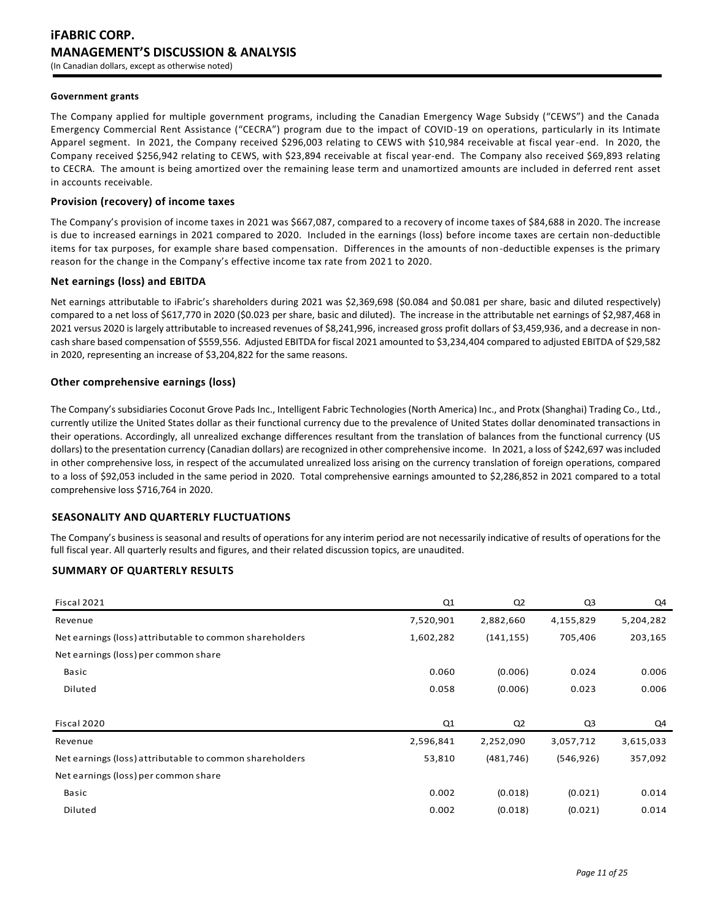#### Government grants

The Company applied for multiple government programs, including the Canadian Emergency Wage Subsidy ("CEWS") and the Canada Emergency Commercial Rent Assistance ("CECRA") program due to the impact of COVID-19 on operations, particularly in its Intimate Apparel segment. In 2021, the Company received $296,003 relating to CEWS with $10,984 receivable at fiscal year-end. In 2020, the Company received $256,942 relating to CEWS, with $23,894 receivable at fiscal year-end. The Company also received $69,893 relating to CECRA. The amount is being amortized over the remaining lease term and unamortized amounts are included in deferred rent asset in accounts receivable.

### Provision (recovery) of income taxes

The Company's provision of income taxes in 2021 was $667,087, compared to a recovery of income taxes of $84,688 in 2020. The increase is due to increased earnings in 2021 compared to 2020. Included in the earnings (loss) before income taxes are certain non-deductible items for tax purposes, for example share based compensation. Differences in the amounts of non-deductible expenses is the primary reason for the change in the Company's effective income tax rate from 2021 to 2020.

### Net earnings (loss) and EBITDA

Net earnings attributable to iFabric's shareholders during 2021 was $2,369,698 ($0.084 and $0.081 per share, basic and diluted respectively) compared to a net loss of $617,770 in 2020 ($0.023 per share, basic and diluted). The increase in the attributable net earnings of $2,987,468 in 2021 versus 2020 is largely attributable to increased revenues of $8,241,996, increased gross profit dollars of $3,459,936, and a decrease in non-cash share based compensation of $559,556. Adjusted EBITDA for fiscal 2021 amounted to $3,234,404 compared to adjusted EBITDA of $29,582 in 2020, representing an increase of $3,204,822 for the same reasons.

### Other comprehensive earnings (loss)

The Company's subsidiaries Coconut Grove Pads Inc., Intelligent Fabric Technologies (North America) Inc., and Protx (Shanghai) Trading Co., Ltd., currently utilize the United States dollar as their functional currency due to the prevalence of United States dollar denominated transactions in their operations. Accordingly, all unrealized exchange differences resultant from the translation of balances from the functional currency (US dollars) to the presentation currency (Canadian dollars) are recognized in other comprehensive income. In 2021, a loss of $242,697 was included in other comprehensive loss, in respect of the accumulated unrealized loss arising on the currency translation of foreign operations, compared to a loss of $92,053 included in the same period in 2020. Total comprehensive earnings amounted to $2,286,852 in 2021 compared to a total comprehensive loss $716,764 in 2020.

## SEASONALITY AND QUARTERLY FLUCTUATIONS

The Company's business is seasonal and results of operations for any interim period are not necessarily indicative of results of operations for the full fiscal year. All quarterly results and figures, and their related discussion topics, are unaudited.

## SUMMARY OF QUARTERLY RESULTS

| Fiscal 2021 | Q1 | Q2 | Q3 | Q4 |
|---|---|---|---|---|
| Revenue | 7,520,901 | 2,882,660 | 4,155,829 | 5,204,282 |
| Net earnings (loss) attributable to common shareholders | 1,602,282 | (141,155) | 705,406 | 203,165 |
| Net earnings (loss) per common share | | | | |
| Basic | 0.060 | (0.006) | 0.024 | 0.006 |
| Diluted | 0.058 | (0.006) | 0.023 | 0.006 |

| Fiscal 2020 | Q1 | Q2 | Q3 | Q4 |
|---|---|---|---|---|
| Revenue | 2,596,841 | 2,252,090 | 3,057,712 | 3,615,033 |
| Net earnings (loss) attributable to common shareholders | 53,810 | (481,746) | (546,926) | 357,092 |
| Net earnings (loss) per common share | | | | |
| Basic | 0.002 | (0.018) | (0.021) | 0.014 |
| Diluted | 0.002 | (0.018) | (0.021) | 0.014 |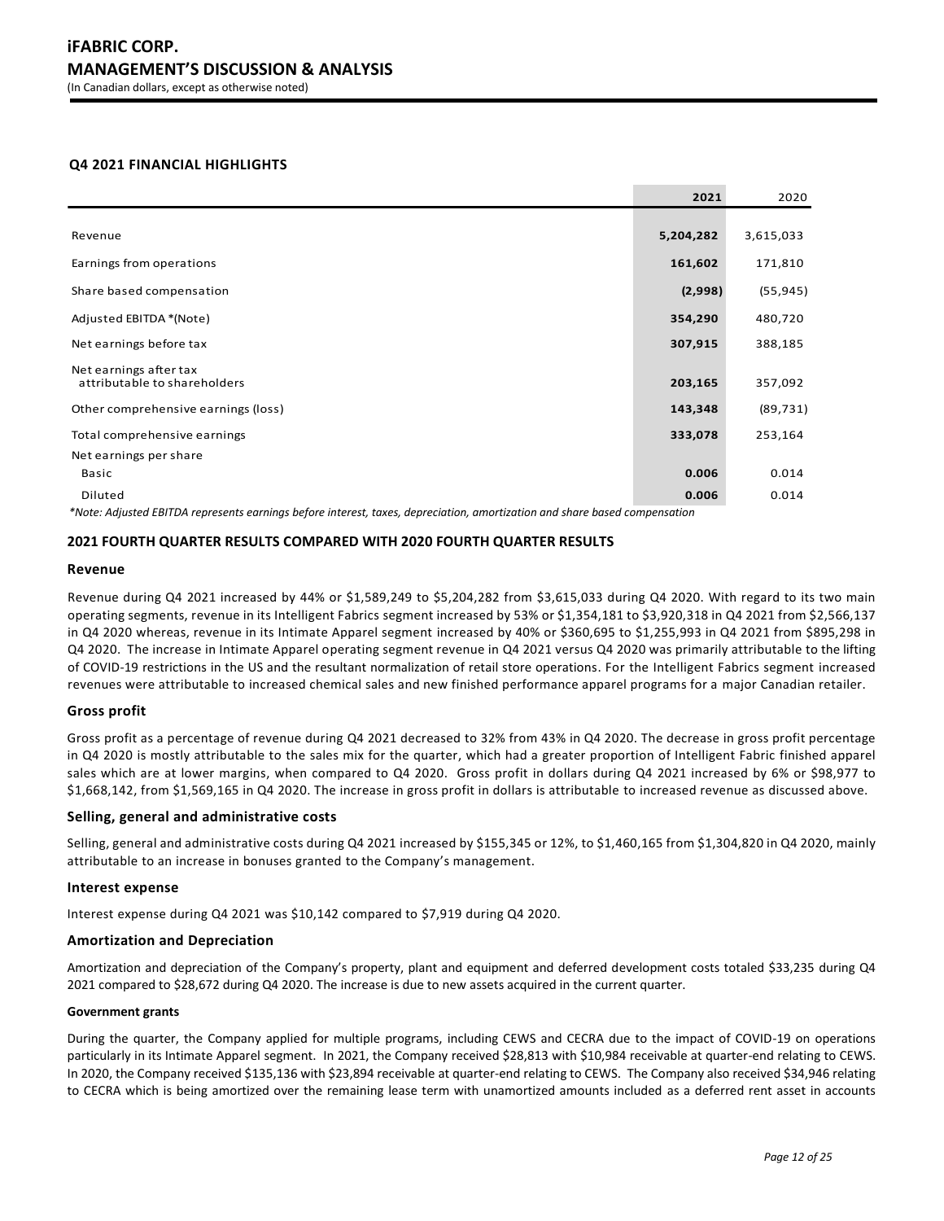## Q4 2021 FINANCIAL HIGHLIGHTS

| | **2021** | 2020 |
|---|---|---|
| Revenue | **5,204,282** | 3,615,033 |
| Earnings from operations | **161,602** | 171,810 |
| Share based compensation | **(2,998)** | (55,945) |
| Adjusted EBITDA *(Note) | **354,290** | 480,720 |
| Net earnings before tax | **307,915** | 388,185 |
| Net earnings after tax attributable to shareholders | **203,165** | 357,092 |
| Other comprehensive earnings (loss) | **143,348** | (89,731) |
| Total comprehensive earnings | **333,078** | 253,164 |
| Net earnings per share | | |
| Basic | **0.006** | 0.014 |
| Diluted | **0.006** | 0.014 |

*\*Note: Adjusted EBITDA represents earnings before interest, taxes, depreciation, amortization and share based compensation*

## 2021 FOURTH QUARTER RESULTS COMPARED WITH 2020 FOURTH QUARTER RESULTS

### Revenue

Revenue during Q4 2021 increased by 44% or $1,589,249 to $5,204,282 from $3,615,033 during Q4 2020. With regard to its two main operating segments, revenue in its Intelligent Fabrics segment increased by 53% or $1,354,181 to $3,920,318 in Q4 2021 from $2,566,137 in Q4 2020 whereas, revenue in its Intimate Apparel segment increased by 40% or $360,695 to $1,255,993 in Q4 2021 from $895,298 in Q4 2020. The increase in Intimate Apparel operating segment revenue in Q4 2021 versus Q4 2020 was primarily attributable to the lifting of COVID-19 restrictions in the US and the resultant normalization of retail store operations. For the Intelligent Fabrics segment increased revenues were attributable to increased chemical sales and new finished performance apparel programs for a major Canadian retailer.

### Gross profit

Gross profit as a percentage of revenue during Q4 2021 decreased to 32% from 43% in Q4 2020. The decrease in gross profit percentage in Q4 2020 is mostly attributable to the sales mix for the quarter, which had a greater proportion of Intelligent Fabric finished apparel sales which are at lower margins, when compared to Q4 2020. Gross profit in dollars during Q4 2021 increased by 6% or $98,977 to $1,668,142, from $1,569,165 in Q4 2020. The increase in gross profit in dollars is attributable to increased revenue as discussed above.

### Selling, general and administrative costs

Selling, general and administrative costs during Q4 2021 increased by $155,345 or 12%, to $1,460,165 from $1,304,820 in Q4 2020, mainly attributable to an increase in bonuses granted to the Company's management.

### Interest expense

Interest expense during Q4 2021 was $10,142 compared to $7,919 during Q4 2020.

### Amortization and Depreciation

Amortization and depreciation of the Company's property, plant and equipment and deferred development costs totaled $33,235 during Q4 2021 compared to $28,672 during Q4 2020. The increase is due to new assets acquired in the current quarter.

#### Government grants

During the quarter, the Company applied for multiple programs, including CEWS and CECRA due to the impact of COVID-19 on operations particularly in its Intimate Apparel segment. In 2021, the Company received $28,813 with $10,984 receivable at quarter-end relating to CEWS. In 2020, the Company received $135,136 with $23,894 receivable at quarter-end relating to CEWS. The Company also received $34,946 relating to CECRA which is being amortized over the remaining lease term with unamortized amounts included as a deferred rent asset in accounts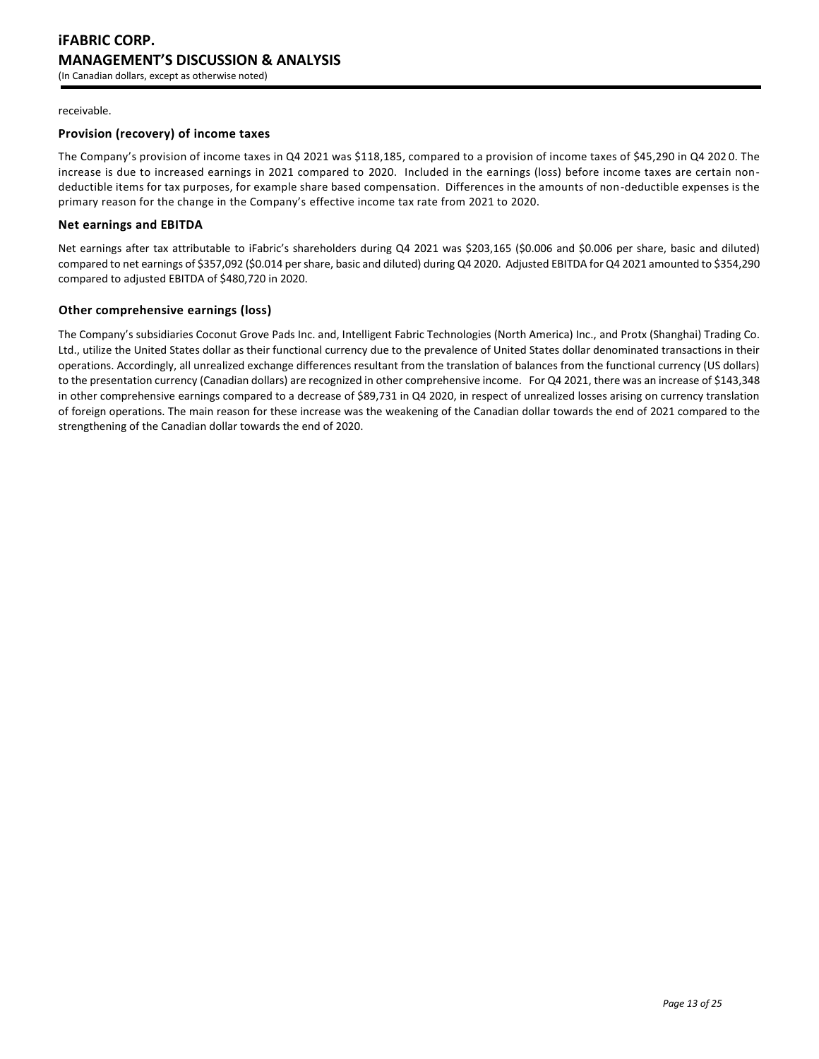receivable.

### Provision (recovery) of income taxes

The Company's provision of income taxes in Q4 2021 was $118,185, compared to a provision of income taxes of $45,290 in Q4 2020. The increase is due to increased earnings in 2021 compared to 2020. Included in the earnings (loss) before income taxes are certain non-deductible items for tax purposes, for example share based compensation. Differences in the amounts of non-deductible expenses is the primary reason for the change in the Company's effective income tax rate from 2021 to 2020.

### Net earnings and EBITDA

Net earnings after tax attributable to iFabric's shareholders during Q4 2021 was $203,165 ($0.006 and $0.006 per share, basic and diluted) compared to net earnings of $357,092 ($0.014 per share, basic and diluted) during Q4 2020. Adjusted EBITDA for Q4 2021 amounted to $354,290 compared to adjusted EBITDA of $480,720 in 2020.

### Other comprehensive earnings (loss)

The Company's subsidiaries Coconut Grove Pads Inc. and, Intelligent Fabric Technologies (North America) Inc., and Protx (Shanghai) Trading Co. Ltd., utilize the United States dollar as their functional currency due to the prevalence of United States dollar denominated transactions in their operations. Accordingly, all unrealized exchange differences resultant from the translation of balances from the functional currency (US dollars) to the presentation currency (Canadian dollars) are recognized in other comprehensive income. For Q4 2021, there was an increase of $143,348 in other comprehensive earnings compared to a decrease of $89,731 in Q4 2020, in respect of unrealized losses arising on currency translation of foreign operations. The main reason for these increase was the weakening of the Canadian dollar towards the end of 2021 compared to the strengthening of the Canadian dollar towards the end of 2020.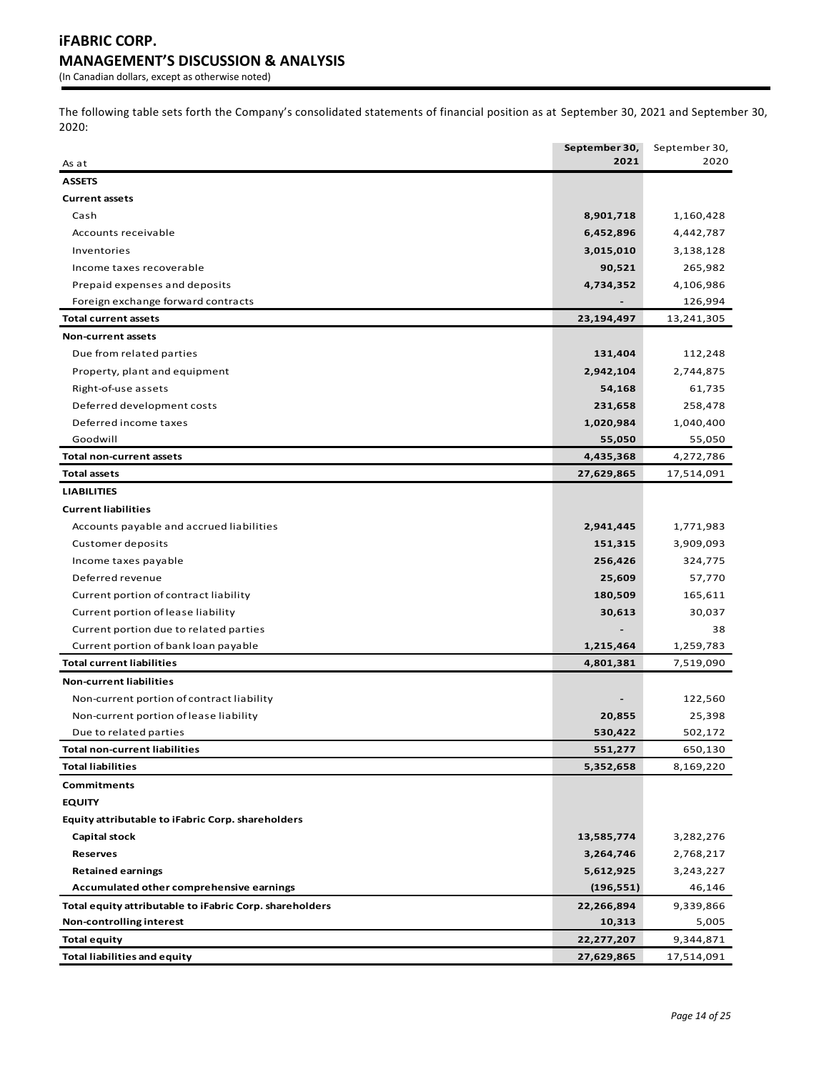# iFABRIC CORP.
# MANAGEMENT'S DISCUSSION & ANALYSIS
(In Canadian dollars, except as otherwise noted)

The following table sets forth the Company's consolidated statements of financial position as at September 30, 2021 and September 30, 2020:

| As at | September 30, 2021 | September 30, 2020 |
|---|---|---|
| **ASSETS** | | |
| **Current assets** | | |
| Cash | **8,901,718** | 1,160,428 |
| Accounts receivable | **6,452,896** | 4,442,787 |
| Inventories | **3,015,010** | 3,138,128 |
| Income taxes recoverable | **90,521** | 265,982 |
| Prepaid expenses and deposits | **4,734,352** | 4,106,986 |
| Foreign exchange forward contracts | **-** | 126,994 |
| **Total current assets** | **23,194,497** | 13,241,305 |
| **Non-current assets** | | |
| Due from related parties | **131,404** | 112,248 |
| Property, plant and equipment | **2,942,104** | 2,744,875 |
| Right-of-use assets | **54,168** | 61,735 |
| Deferred development costs | **231,658** | 258,478 |
| Deferred income taxes | **1,020,984** | 1,040,400 |
| Goodwill | **55,050** | 55,050 |
| **Total non-current assets** | **4,435,368** | 4,272,786 |
| **Total assets** | **27,629,865** | 17,514,091 |
| **LIABILITIES** | | |
| **Current liabilities** | | |
| Accounts payable and accrued liabilities | **2,941,445** | 1,771,983 |
| Customer deposits | **151,315** | 3,909,093 |
| Income taxes payable | **256,426** | 324,775 |
| Deferred revenue | **25,609** | 57,770 |
| Current portion of contract liability | **180,509** | 165,611 |
| Current portion of lease liability | **30,613** | 30,037 |
| Current portion due to related parties | **-** | 38 |
| Current portion of bank loan payable | **1,215,464** | 1,259,783 |
| **Total current liabilities** | **4,801,381** | 7,519,090 |
| **Non-current liabilities** | | |
| Non-current portion of contract liability | **-** | 122,560 |
| Non-current portion of lease liability | **20,855** | 25,398 |
| Due to related parties | **530,422** | 502,172 |
| **Total non-current liabilities** | **551,277** | 650,130 |
| **Total liabilities** | **5,352,658** | 8,169,220 |
| **Commitments** | | |
| **EQUITY** | | |
| **Equity attributable to iFabric Corp. shareholders** | | |
| **Capital stock** | **13,585,774** | 3,282,276 |
| **Reserves** | **3,264,746** | 2,768,217 |
| **Retained earnings** | **5,612,925** | 3,243,227 |
| **Accumulated other comprehensive earnings** | **(196,551)** | 46,146 |
| **Total equity attributable to iFabric Corp. shareholders** | **22,266,894** | 9,339,866 |
| **Non-controlling interest** | **10,313** | 5,005 |
| **Total equity** | **22,277,207** | 9,344,871 |
| **Total liabilities and equity** | **27,629,865** | 17,514,091 |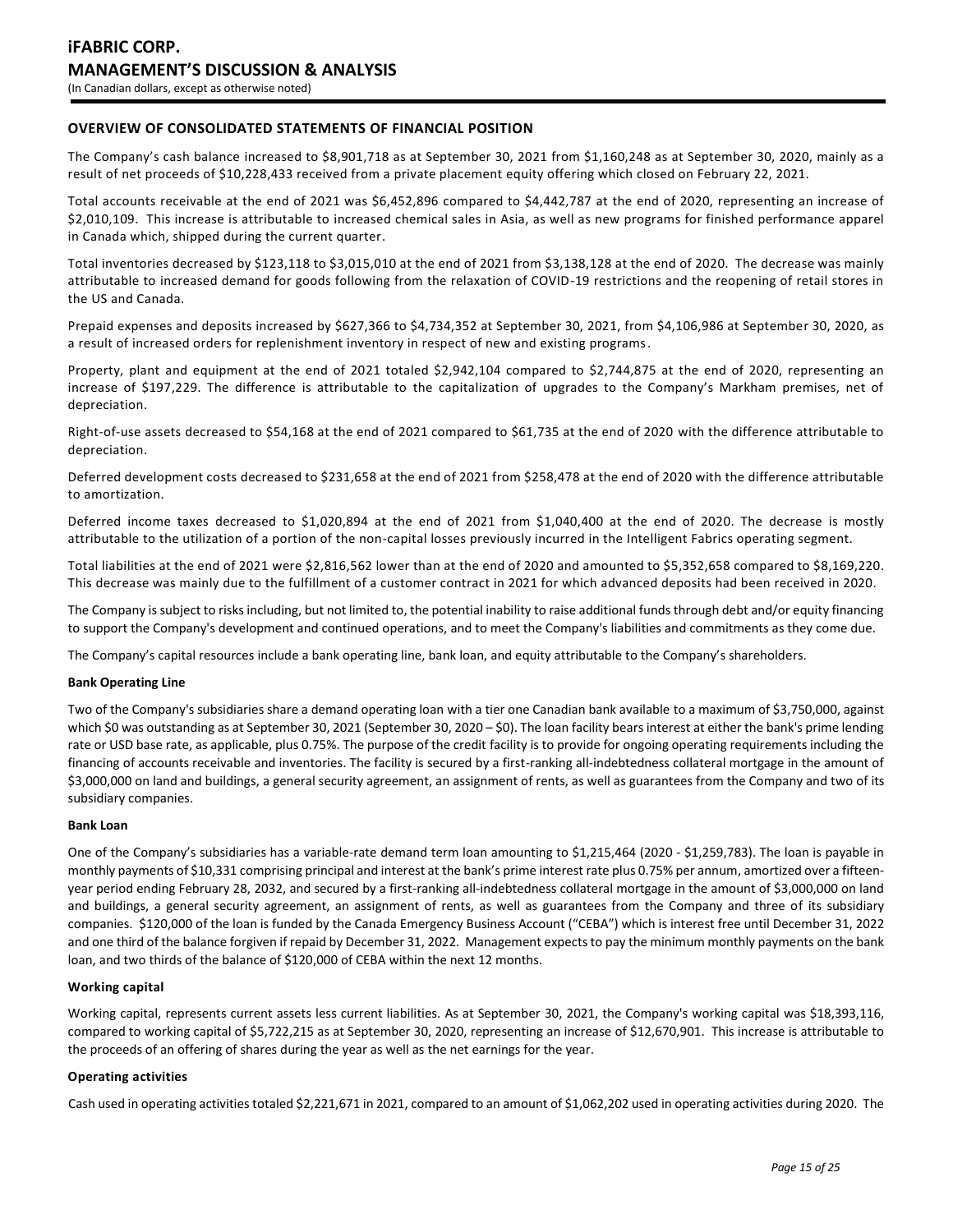## OVERVIEW OF CONSOLIDATED STATEMENTS OF FINANCIAL POSITION

The Company's cash balance increased to $8,901,718 as at September 30, 2021 from $1,160,248 as at September 30, 2020, mainly as a result of net proceeds of $10,228,433 received from a private placement equity offering which closed on February 22, 2021.

Total accounts receivable at the end of 2021 was $6,452,896 compared to $4,442,787 at the end of 2020, representing an increase of $2,010,109. This increase is attributable to increased chemical sales in Asia, as well as new programs for finished performance apparel in Canada which, shipped during the current quarter.

Total inventories decreased by $123,118 to $3,015,010 at the end of 2021 from $3,138,128 at the end of 2020. The decrease was mainly attributable to increased demand for goods following from the relaxation of COVID-19 restrictions and the reopening of retail stores in the US and Canada.

Prepaid expenses and deposits increased by $627,366 to $4,734,352 at September 30, 2021, from $4,106,986 at September 30, 2020, as a result of increased orders for replenishment inventory in respect of new and existing programs.

Property, plant and equipment at the end of 2021 totaled $2,942,104 compared to $2,744,875 at the end of 2020, representing an increase of $197,229. The difference is attributable to the capitalization of upgrades to the Company's Markham premises, net of depreciation.

Right-of-use assets decreased to $54,168 at the end of 2021 compared to $61,735 at the end of 2020 with the difference attributable to depreciation.

Deferred development costs decreased to $231,658 at the end of 2021 from $258,478 at the end of 2020 with the difference attributable to amortization.

Deferred income taxes decreased to $1,020,894 at the end of 2021 from $1,040,400 at the end of 2020. The decrease is mostly attributable to the utilization of a portion of the non-capital losses previously incurred in the Intelligent Fabrics operating segment.

Total liabilities at the end of 2021 were $2,816,562 lower than at the end of 2020 and amounted to $5,352,658 compared to $8,169,220. This decrease was mainly due to the fulfillment of a customer contract in 2021 for which advanced deposits had been received in 2020.

The Company is subject to risks including, but not limited to, the potential inability to raise additional funds through debt and/or equity financing to support the Company's development and continued operations, and to meet the Company's liabilities and commitments as they come due.

The Company's capital resources include a bank operating line, bank loan, and equity attributable to the Company's shareholders.

**Bank Operating Line**

Two of the Company's subsidiaries share a demand operating loan with a tier one Canadian bank available to a maximum of $3,750,000, against which $0 was outstanding as at September 30, 2021 (September 30, 2020 – $0). The loan facility bears interest at either the bank's prime lending rate or USD base rate, as applicable, plus 0.75%. The purpose of the credit facility is to provide for ongoing operating requirements including the financing of accounts receivable and inventories. The facility is secured by a first-ranking all-indebtedness collateral mortgage in the amount of $3,000,000 on land and buildings, a general security agreement, an assignment of rents, as well as guarantees from the Company and two of its subsidiary companies.

**Bank Loan**

One of the Company's subsidiaries has a variable-rate demand term loan amounting to $1,215,464 (2020 - $1,259,783). The loan is payable in monthly payments of $10,331 comprising principal and interest at the bank's prime interest rate plus 0.75% per annum, amortized over a fifteen-year period ending February 28, 2032, and secured by a first-ranking all-indebtedness collateral mortgage in the amount of $3,000,000 on land and buildings, a general security agreement, an assignment of rents, as well as guarantees from the Company and three of its subsidiary companies. $120,000 of the loan is funded by the Canada Emergency Business Account ("CEBA") which is interest free until December 31, 2022 and one third of the balance forgiven if repaid by December 31, 2022. Management expects to pay the minimum monthly payments on the bank loan, and two thirds of the balance of $120,000 of CEBA within the next 12 months.

**Working capital**

Working capital, represents current assets less current liabilities. As at September 30, 2021, the Company's working capital was $18,393,116, compared to working capital of $5,722,215 as at September 30, 2020, representing an increase of $12,670,901. This increase is attributable to the proceeds of an offering of shares during the year as well as the net earnings for the year.

**Operating activities**

Cash used in operating activities totaled $2,221,671 in 2021, compared to an amount of $1,062,202 used in operating activities during 2020. The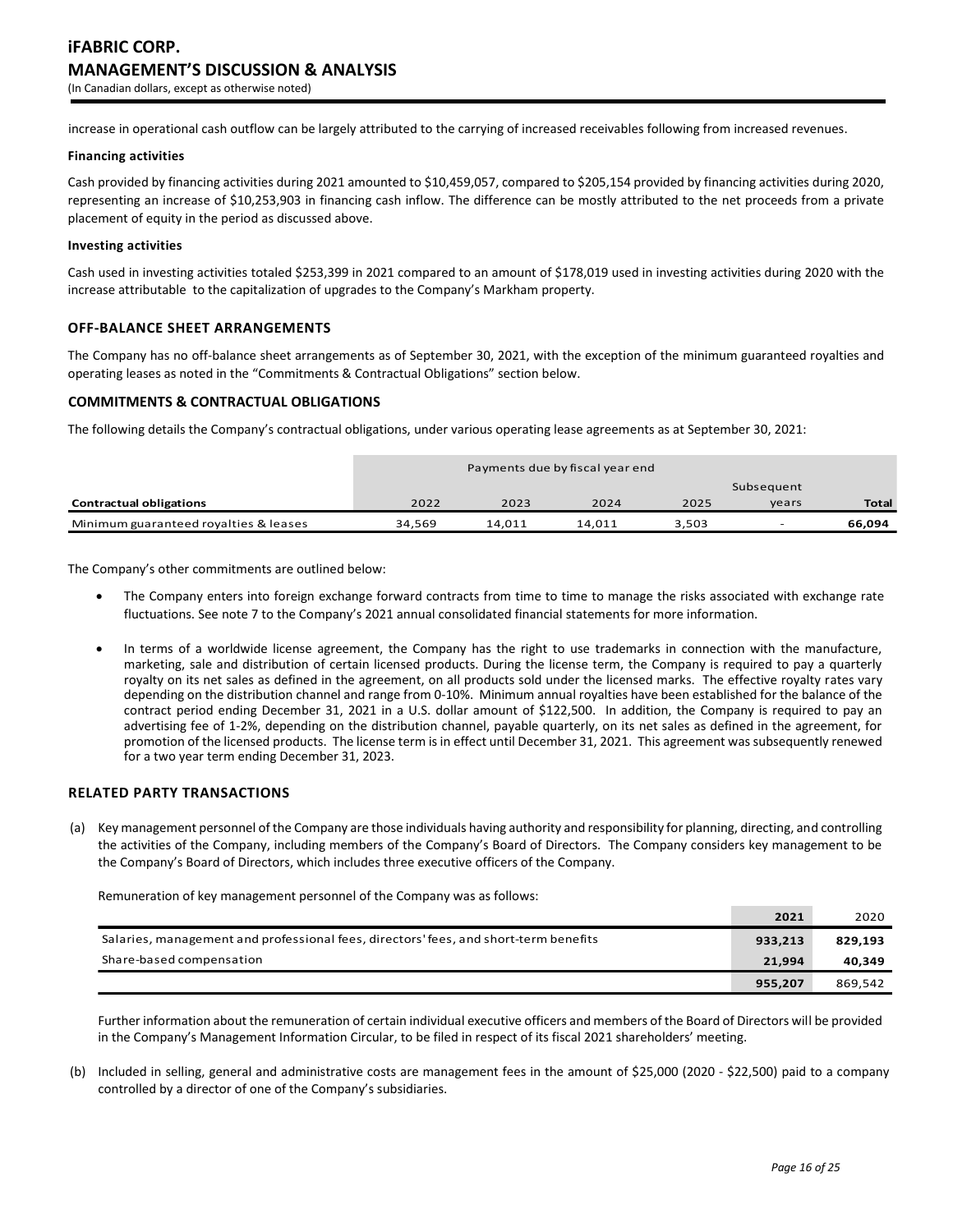increase in operational cash outflow can be largely attributed to the carrying of increased receivables following from increased revenues.

**Financing activities**

Cash provided by financing activities during 2021 amounted to $10,459,057, compared to $205,154 provided by financing activities during 2020, representing an increase of $10,253,903 in financing cash inflow. The difference can be mostly attributed to the net proceeds from a private placement of equity in the period as discussed above.

**Investing activities**

Cash used in investing activities totaled $253,399 in 2021 compared to an amount of $178,019 used in investing activities during 2020 with the increase attributable to the capitalization of upgrades to the Company's Markham property.

## OFF-BALANCE SHEET ARRANGEMENTS

The Company has no off-balance sheet arrangements as of September 30, 2021, with the exception of the minimum guaranteed royalties and operating leases as noted in the "Commitments & Contractual Obligations" section below.

## COMMITMENTS & CONTRACTUAL OBLIGATIONS

The following details the Company's contractual obligations, under various operating lease agreements as at September 30, 2021:

| | Payments due by fiscal year end | | | | | |
|---|---|---|---|---|---|---|
| **Contractual obligations** | 2022 | 2023 | 2024 | 2025 | Subsequent years | **Total** |
| Minimum guaranteed royalties & leases | 34,569 | 14,011 | 14,011 | 3,503 | - | **66,094** |

The Company's other commitments are outlined below:

- The Company enters into foreign exchange forward contracts from time to time to manage the risks associated with exchange rate fluctuations. See note 7 to the Company's 2021 annual consolidated financial statements for more information.
- In terms of a worldwide license agreement, the Company has the right to use trademarks in connection with the manufacture, marketing, sale and distribution of certain licensed products. During the license term, the Company is required to pay a quarterly royalty on its net sales as defined in the agreement, on all products sold under the licensed marks. The effective royalty rates vary depending on the distribution channel and range from 0-10%. Minimum annual royalties have been established for the balance of the contract period ending December 31, 2021 in a U.S. dollar amount of $122,500. In addition, the Company is required to pay an advertising fee of 1-2%, depending on the distribution channel, payable quarterly, on its net sales as defined in the agreement, for promotion of the licensed products. The license term is in effect until December 31, 2021. This agreement was subsequently renewed for a two year term ending December 31, 2023.

## RELATED PARTY TRANSACTIONS

(a) Key management personnel of the Company are those individuals having authority and responsibility for planning, directing, and controlling the activities of the Company, including members of the Company's Board of Directors. The Company considers key management to be the Company's Board of Directors, which includes three executive officers of the Company.

Remuneration of key management personnel of the Company was as follows:

| | **2021** | 2020 |
|---|---|---|
| Salaries, management and professional fees, directors' fees, and short-term benefits | **933,213** | **829,193** |
| Share-based compensation | **21,994** | **40,349** |
| | **955,207** | 869,542 |

Further information about the remuneration of certain individual executive officers and members of the Board of Directors will be provided in the Company's Management Information Circular, to be filed in respect of its fiscal 2021 shareholders' meeting.

(b) Included in selling, general and administrative costs are management fees in the amount of $25,000 (2020 - $22,500) paid to a company controlled by a director of one of the Company's subsidiaries.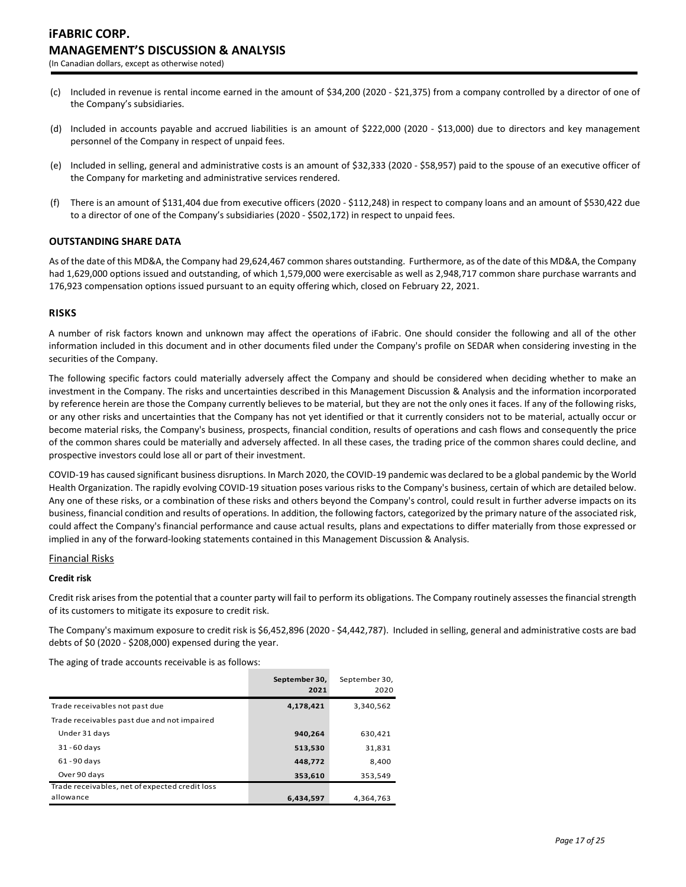(c) Included in revenue is rental income earned in the amount of $34,200 (2020 - $21,375) from a company controlled by a director of one of the Company's subsidiaries.

(d) Included in accounts payable and accrued liabilities is an amount of $222,000 (2020 - $13,000) due to directors and key management personnel of the Company in respect of unpaid fees.

(e) Included in selling, general and administrative costs is an amount of $32,333 (2020 - $58,957) paid to the spouse of an executive officer of the Company for marketing and administrative services rendered.

(f) There is an amount of $131,404 due from executive officers (2020 - $112,248) in respect to company loans and an amount of $530,422 due to a director of one of the Company's subsidiaries (2020 - $502,172) in respect to unpaid fees.

## OUTSTANDING SHARE DATA

As of the date of this MD&A, the Company had 29,624,467 common shares outstanding. Furthermore, as of the date of this MD&A, the Company had 1,629,000 options issued and outstanding, of which 1,579,000 were exercisable as well as 2,948,717 common share purchase warrants and 176,923 compensation options issued pursuant to an equity offering which, closed on February 22, 2021.

## RISKS

A number of risk factors known and unknown may affect the operations of iFabric. One should consider the following and all of the other information included in this document and in other documents filed under the Company's profile on SEDAR when considering investing in the securities of the Company.

The following specific factors could materially adversely affect the Company and should be considered when deciding whether to make an investment in the Company. The risks and uncertainties described in this Management Discussion & Analysis and the information incorporated by reference herein are those the Company currently believes to be material, but they are not the only ones it faces. If any of the following risks, or any other risks and uncertainties that the Company has not yet identified or that it currently considers not to be material, actually occur or become material risks, the Company's business, prospects, financial condition, results of operations and cash flows and consequently the price of the common shares could be materially and adversely affected. In all these cases, the trading price of the common shares could decline, and prospective investors could lose all or part of their investment.

COVID-19 has caused significant business disruptions. In March 2020, the COVID-19 pandemic was declared to be a global pandemic by the World Health Organization. The rapidly evolving COVID-19 situation poses various risks to the Company's business, certain of which are detailed below. Any one of these risks, or a combination of these risks and others beyond the Company's control, could result in further adverse impacts on its business, financial condition and results of operations. In addition, the following factors, categorized by the primary nature of the associated risk, could affect the Company's financial performance and cause actual results, plans and expectations to differ materially from those expressed or implied in any of the forward-looking statements contained in this Management Discussion & Analysis.

### Financial Risks

**Credit risk**

Credit risk arises from the potential that a counter party will fail to perform its obligations. The Company routinely assesses the financial strength of its customers to mitigate its exposure to credit risk.

The Company's maximum exposure to credit risk is $6,452,896 (2020 - $4,442,787). Included in selling, general and administrative costs are bad debts of $0 (2020 - $208,000) expensed during the year.

The aging of trade accounts receivable is as follows:

| | **September 30, 2021** | September 30, 2020 |
|---|---|---|
| Trade receivables not past due | **4,178,421** | 3,340,562 |
| Trade receivables past due and not impaired | | |
| Under 31 days | **940,264** | 630,421 |
| 31 - 60 days | **513,530** | 31,831 |
| 61 - 90 days | **448,772** | 8,400 |
| Over 90 days | **353,610** | 353,549 |
| Trade receivables, net of expected credit loss allowance | **6,434,597** | 4,364,763 |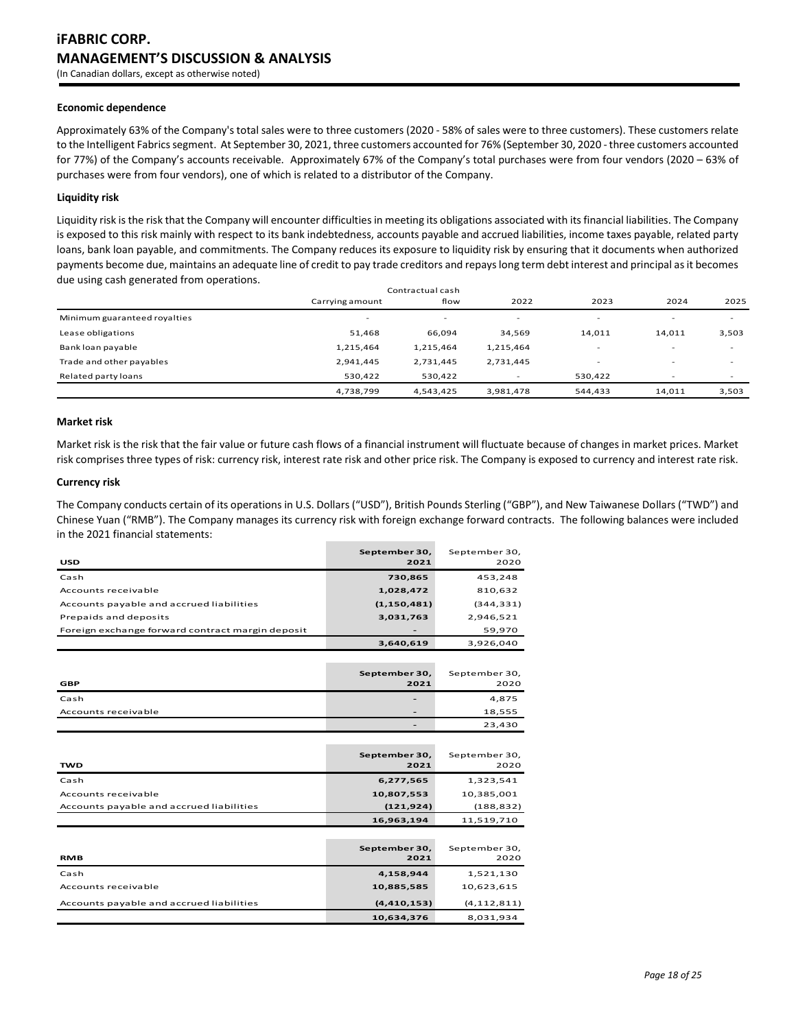**Economic dependence**

Approximately 63% of the Company's total sales were to three customers (2020 - 58% of sales were to three customers). These customers relate to the Intelligent Fabrics segment. At September 30, 2021, three customers accounted for 76% (September 30, 2020 - three customers accounted for 77%) of the Company's accounts receivable. Approximately 67% of the Company's total purchases were from four vendors (2020 – 63% of purchases were from four vendors), one of which is related to a distributor of the Company.

**Liquidity risk**

Liquidity risk is the risk that the Company will encounter difficulties in meeting its obligations associated with its financial liabilities. The Company is exposed to this risk mainly with respect to its bank indebtedness, accounts payable and accrued liabilities, income taxes payable, related party loans, bank loan payable, and commitments. The Company reduces its exposure to liquidity risk by ensuring that it documents when authorized payments become due, maintains an adequate line of credit to pay trade creditors and repays long term debt interest and principal as it becomes due using cash generated from operations.

| | Carrying amount | Contractual cash flow | 2022 | 2023 | 2024 | 2025 |
|---|---|---|---|---|---|---|
| Minimum guaranteed royalties | - | - | - | - | - | - |
| Lease obligations | 51,468 | 66,094 | 34,569 | 14,011 | 14,011 | 3,503 |
| Bank loan payable | 1,215,464 | 1,215,464 | 1,215,464 | - | - | - |
| Trade and other payables | 2,941,445 | 2,731,445 | 2,731,445 | - | - | - |
| Related party loans | 530,422 | 530,422 | - | 530,422 | - | - |
| | 4,738,799 | 4,543,425 | 3,981,478 | 544,433 | 14,011 | 3,503 |

**Market risk**

Market risk is the risk that the fair value or future cash flows of a financial instrument will fluctuate because of changes in market prices. Market risk comprises three types of risk: currency risk, interest rate risk and other price risk. The Company is exposed to currency and interest rate risk.

**Currency risk**

The Company conducts certain of its operations in U.S. Dollars ("USD"), British Pounds Sterling ("GBP"), and New Taiwanese Dollars ("TWD") and Chinese Yuan ("RMB"). The Company manages its currency risk with foreign exchange forward contracts. The following balances were included in the 2021 financial statements:

| USD | September 30, 2021 | September 30, 2020 |
|---|---|---|
| Cash | 730,865 | 453,248 |
| Accounts receivable | 1,028,472 | 810,632 |
| Accounts payable and accrued liabilities | (1,150,481) | (344,331) |
| Prepaids and deposits | 3,031,763 | 2,946,521 |
| Foreign exchange forward contract margin deposit | - | 59,970 |
| | 3,640,619 | 3,926,040 |

| GBP | September 30, 2021 | September 30, 2020 |
|---|---|---|
| Cash | - | 4,875 |
| Accounts receivable | - | 18,555 |
| | - | 23,430 |

| TWD | September 30, 2021 | September 30, 2020 |
|---|---|---|
| Cash | 6,277,565 | 1,323,541 |
| Accounts receivable | 10,807,553 | 10,385,001 |
| Accounts payable and accrued liabilities | (121,924) | (188,832) |
| | 16,963,194 | 11,519,710 |

| RMB | September 30, 2021 | September 30, 2020 |
|---|---|---|
| Cash | 4,158,944 | 1,521,130 |
| Accounts receivable | 10,885,585 | 10,623,615 |
| Accounts payable and accrued liabilities | (4,410,153) | (4,112,811) |
| | 10,634,376 | 8,031,934 |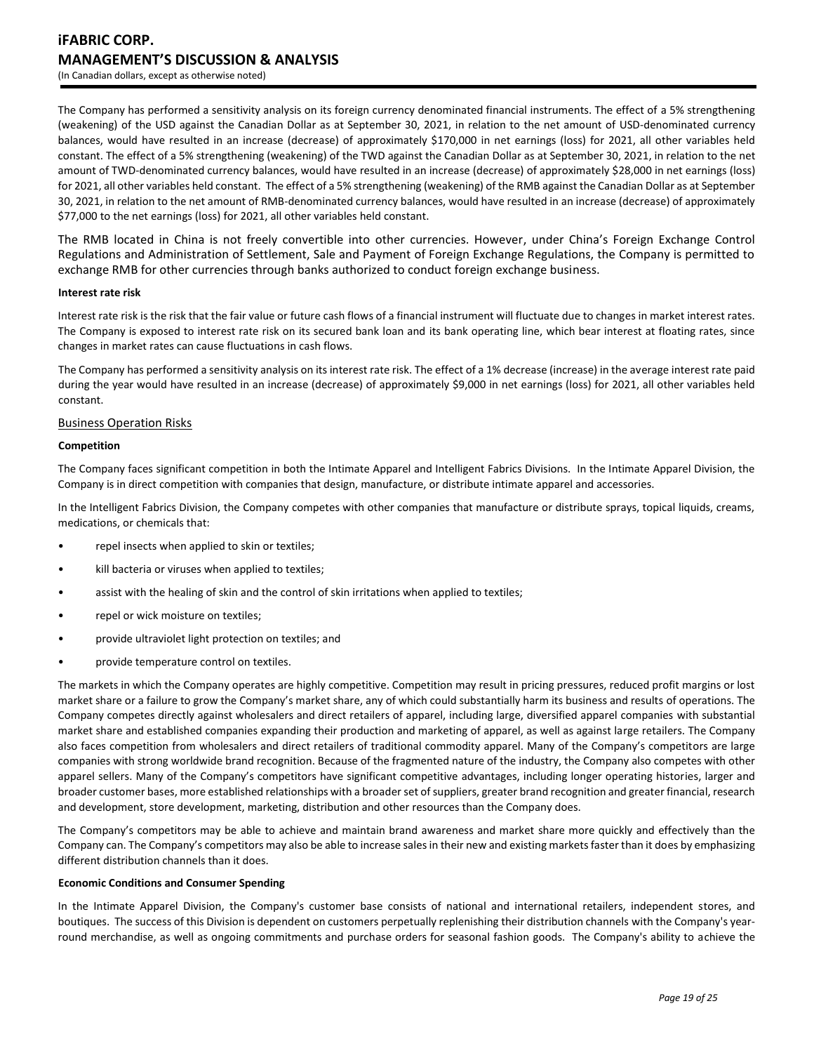The Company has performed a sensitivity analysis on its foreign currency denominated financial instruments. The effect of a 5% strengthening (weakening) of the USD against the Canadian Dollar as at September 30, 2021, in relation to the net amount of USD-denominated currency balances, would have resulted in an increase (decrease) of approximately $170,000 in net earnings (loss) for 2021, all other variables held constant. The effect of a 5% strengthening (weakening) of the TWD against the Canadian Dollar as at September 30, 2021, in relation to the net amount of TWD-denominated currency balances, would have resulted in an increase (decrease) of approximately $28,000 in net earnings (loss) for 2021, all other variables held constant. The effect of a 5% strengthening (weakening) of the RMB against the Canadian Dollar as at September 30, 2021, in relation to the net amount of RMB-denominated currency balances, would have resulted in an increase (decrease) of approximately $77,000 to the net earnings (loss) for 2021, all other variables held constant.

The RMB located in China is not freely convertible into other currencies. However, under China's Foreign Exchange Control Regulations and Administration of Settlement, Sale and Payment of Foreign Exchange Regulations, the Company is permitted to exchange RMB for other currencies through banks authorized to conduct foreign exchange business.

**Interest rate risk**

Interest rate risk is the risk that the fair value or future cash flows of a financial instrument will fluctuate due to changes in market interest rates. The Company is exposed to interest rate risk on its secured bank loan and its bank operating line, which bear interest at floating rates, since changes in market rates can cause fluctuations in cash flows.

The Company has performed a sensitivity analysis on its interest rate risk. The effect of a 1% decrease (increase) in the average interest rate paid during the year would have resulted in an increase (decrease) of approximately $9,000 in net earnings (loss) for 2021, all other variables held constant.

## Business Operation Risks

**Competition**

The Company faces significant competition in both the Intimate Apparel and Intelligent Fabrics Divisions. In the Intimate Apparel Division, the Company is in direct competition with companies that design, manufacture, or distribute intimate apparel and accessories.

In the Intelligent Fabrics Division, the Company competes with other companies that manufacture or distribute sprays, topical liquids, creams, medications, or chemicals that:

- repel insects when applied to skin or textiles;
- kill bacteria or viruses when applied to textiles;
- assist with the healing of skin and the control of skin irritations when applied to textiles;
- repel or wick moisture on textiles;
- provide ultraviolet light protection on textiles; and
- provide temperature control on textiles.

The markets in which the Company operates are highly competitive. Competition may result in pricing pressures, reduced profit margins or lost market share or a failure to grow the Company's market share, any of which could substantially harm its business and results of operations. The Company competes directly against wholesalers and direct retailers of apparel, including large, diversified apparel companies with substantial market share and established companies expanding their production and marketing of apparel, as well as against large retailers. The Company also faces competition from wholesalers and direct retailers of traditional commodity apparel. Many of the Company's competitors are large companies with strong worldwide brand recognition. Because of the fragmented nature of the industry, the Company also competes with other apparel sellers. Many of the Company's competitors have significant competitive advantages, including longer operating histories, larger and broader customer bases, more established relationships with a broader set of suppliers, greater brand recognition and greater financial, research and development, store development, marketing, distribution and other resources than the Company does.

The Company's competitors may be able to achieve and maintain brand awareness and market share more quickly and effectively than the Company can. The Company's competitors may also be able to increase sales in their new and existing markets faster than it does by emphasizing different distribution channels than it does.

**Economic Conditions and Consumer Spending**

In the Intimate Apparel Division, the Company's customer base consists of national and international retailers, independent stores, and boutiques. The success of this Division is dependent on customers perpetually replenishing their distribution channels with the Company's year-round merchandise, as well as ongoing commitments and purchase orders for seasonal fashion goods. The Company's ability to achieve the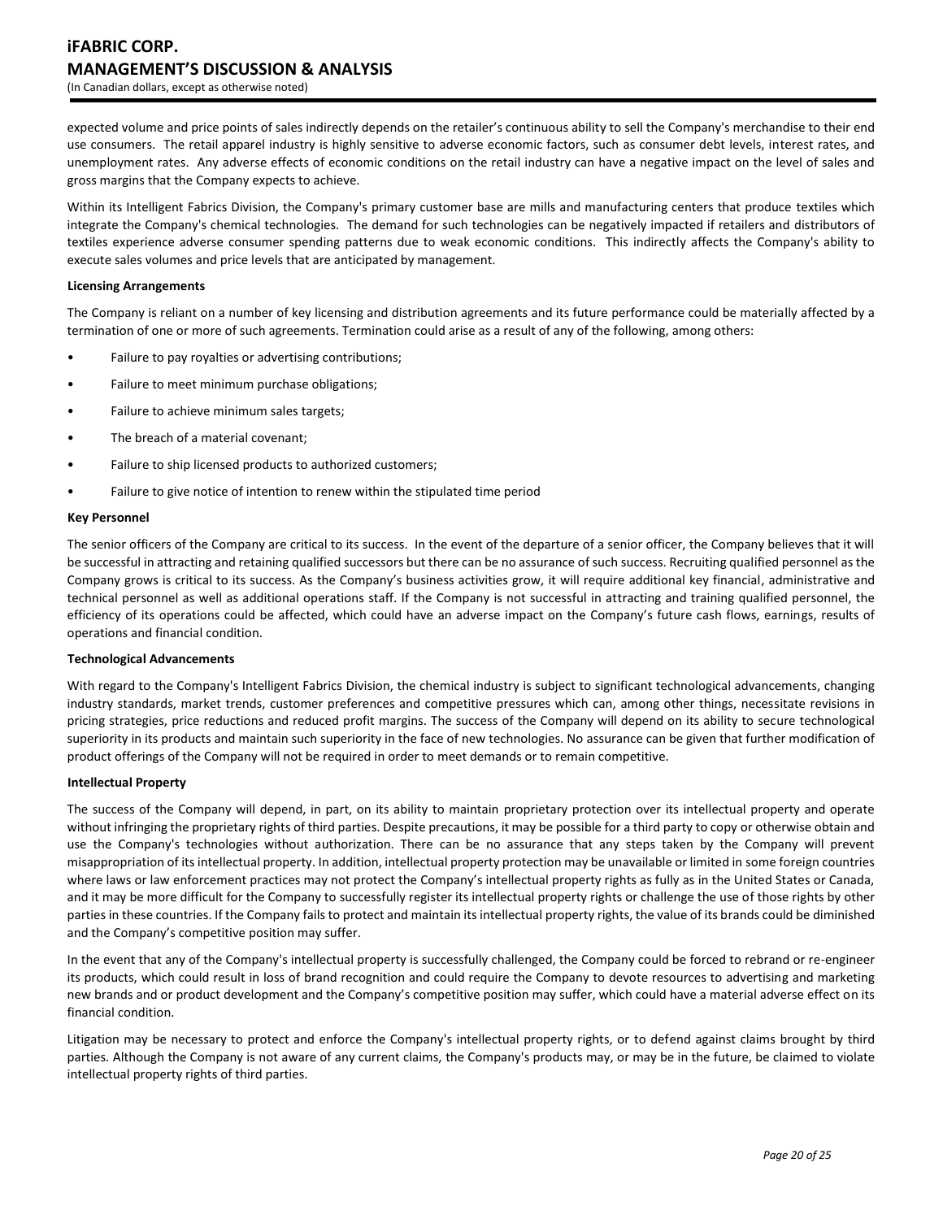expected volume and price points of sales indirectly depends on the retailer's continuous ability to sell the Company's merchandise to their end use consumers. The retail apparel industry is highly sensitive to adverse economic factors, such as consumer debt levels, interest rates, and unemployment rates. Any adverse effects of economic conditions on the retail industry can have a negative impact on the level of sales and gross margins that the Company expects to achieve.

Within its Intelligent Fabrics Division, the Company's primary customer base are mills and manufacturing centers that produce textiles which integrate the Company's chemical technologies. The demand for such technologies can be negatively impacted if retailers and distributors of textiles experience adverse consumer spending patterns due to weak economic conditions. This indirectly affects the Company's ability to execute sales volumes and price levels that are anticipated by management.

**Licensing Arrangements**

The Company is reliant on a number of key licensing and distribution agreements and its future performance could be materially affected by a termination of one or more of such agreements. Termination could arise as a result of any of the following, among others:

- Failure to pay royalties or advertising contributions;
- Failure to meet minimum purchase obligations;
- Failure to achieve minimum sales targets;
- The breach of a material covenant;
- Failure to ship licensed products to authorized customers;
- Failure to give notice of intention to renew within the stipulated time period

**Key Personnel**

The senior officers of the Company are critical to its success. In the event of the departure of a senior officer, the Company believes that it will be successful in attracting and retaining qualified successors but there can be no assurance of such success. Recruiting qualified personnel as the Company grows is critical to its success. As the Company's business activities grow, it will require additional key financial, administrative and technical personnel as well as additional operations staff. If the Company is not successful in attracting and training qualified personnel, the efficiency of its operations could be affected, which could have an adverse impact on the Company's future cash flows, earnings, results of operations and financial condition.

**Technological Advancements**

With regard to the Company's Intelligent Fabrics Division, the chemical industry is subject to significant technological advancements, changing industry standards, market trends, customer preferences and competitive pressures which can, among other things, necessitate revisions in pricing strategies, price reductions and reduced profit margins. The success of the Company will depend on its ability to secure technological superiority in its products and maintain such superiority in the face of new technologies. No assurance can be given that further modification of product offerings of the Company will not be required in order to meet demands or to remain competitive.

**Intellectual Property**

The success of the Company will depend, in part, on its ability to maintain proprietary protection over its intellectual property and operate without infringing the proprietary rights of third parties. Despite precautions, it may be possible for a third party to copy or otherwise obtain and use the Company's technologies without authorization. There can be no assurance that any steps taken by the Company will prevent misappropriation of its intellectual property. In addition, intellectual property protection may be unavailable or limited in some foreign countries where laws or law enforcement practices may not protect the Company's intellectual property rights as fully as in the United States or Canada, and it may be more difficult for the Company to successfully register its intellectual property rights or challenge the use of those rights by other parties in these countries. If the Company fails to protect and maintain its intellectual property rights, the value of its brands could be diminished and the Company's competitive position may suffer.

In the event that any of the Company's intellectual property is successfully challenged, the Company could be forced to rebrand or re-engineer its products, which could result in loss of brand recognition and could require the Company to devote resources to advertising and marketing new brands and or product development and the Company's competitive position may suffer, which could have a material adverse effect on its financial condition.

Litigation may be necessary to protect and enforce the Company's intellectual property rights, or to defend against claims brought by third parties. Although the Company is not aware of any current claims, the Company's products may, or may be in the future, be claimed to violate intellectual property rights of third parties.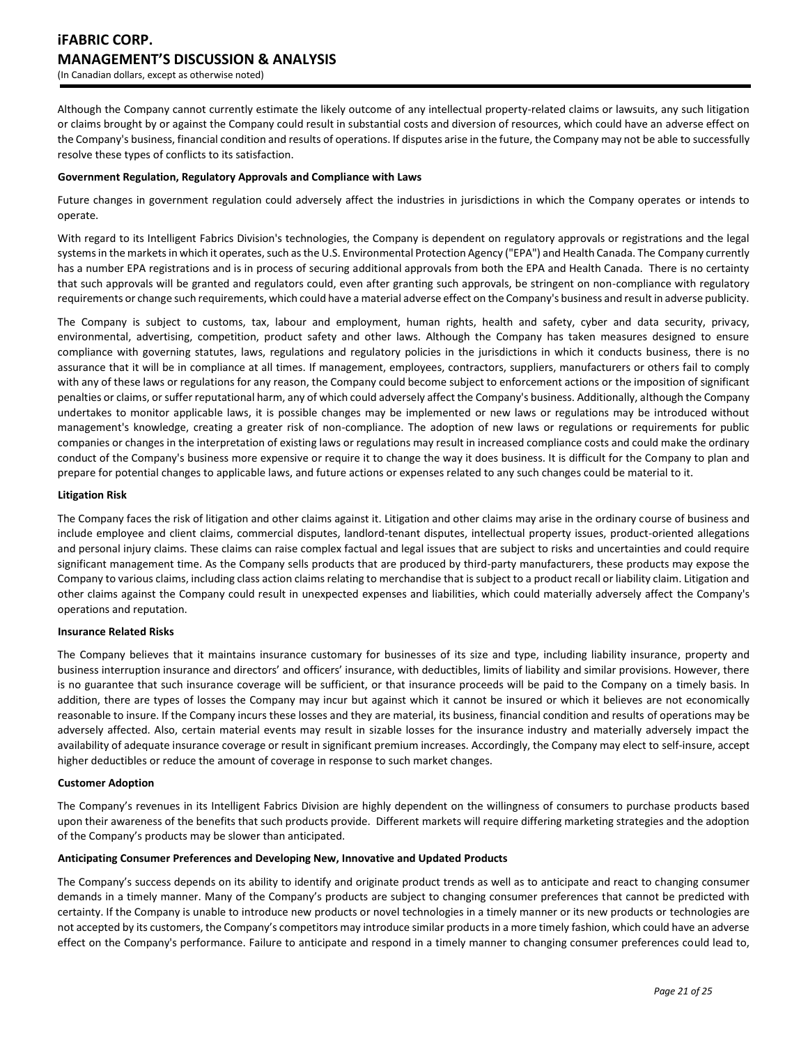Although the Company cannot currently estimate the likely outcome of any intellectual property-related claims or lawsuits, any such litigation or claims brought by or against the Company could result in substantial costs and diversion of resources, which could have an adverse effect on the Company's business, financial condition and results of operations. If disputes arise in the future, the Company may not be able to successfully resolve these types of conflicts to its satisfaction.

**Government Regulation, Regulatory Approvals and Compliance with Laws**

Future changes in government regulation could adversely affect the industries in jurisdictions in which the Company operates or intends to operate.

With regard to its Intelligent Fabrics Division's technologies, the Company is dependent on regulatory approvals or registrations and the legal systems in the markets in which it operates, such as the U.S. Environmental Protection Agency ("EPA") and Health Canada. The Company currently has a number EPA registrations and is in process of securing additional approvals from both the EPA and Health Canada. There is no certainty that such approvals will be granted and regulators could, even after granting such approvals, be stringent on non-compliance with regulatory requirements or change such requirements, which could have a material adverse effect on the Company's business and result in adverse publicity.

The Company is subject to customs, tax, labour and employment, human rights, health and safety, cyber and data security, privacy, environmental, advertising, competition, product safety and other laws. Although the Company has taken measures designed to ensure compliance with governing statutes, laws, regulations and regulatory policies in the jurisdictions in which it conducts business, there is no assurance that it will be in compliance at all times. If management, employees, contractors, suppliers, manufacturers or others fail to comply with any of these laws or regulations for any reason, the Company could become subject to enforcement actions or the imposition of significant penalties or claims, or suffer reputational harm, any of which could adversely affect the Company's business. Additionally, although the Company undertakes to monitor applicable laws, it is possible changes may be implemented or new laws or regulations may be introduced without management's knowledge, creating a greater risk of non-compliance. The adoption of new laws or regulations or requirements for public companies or changes in the interpretation of existing laws or regulations may result in increased compliance costs and could make the ordinary conduct of the Company's business more expensive or require it to change the way it does business. It is difficult for the Company to plan and prepare for potential changes to applicable laws, and future actions or expenses related to any such changes could be material to it.

**Litigation Risk**

The Company faces the risk of litigation and other claims against it. Litigation and other claims may arise in the ordinary course of business and include employee and client claims, commercial disputes, landlord-tenant disputes, intellectual property issues, product-oriented allegations and personal injury claims. These claims can raise complex factual and legal issues that are subject to risks and uncertainties and could require significant management time. As the Company sells products that are produced by third-party manufacturers, these products may expose the Company to various claims, including class action claims relating to merchandise that is subject to a product recall or liability claim. Litigation and other claims against the Company could result in unexpected expenses and liabilities, which could materially adversely affect the Company's operations and reputation.

**Insurance Related Risks**

The Company believes that it maintains insurance customary for businesses of its size and type, including liability insurance, property and business interruption insurance and directors' and officers' insurance, with deductibles, limits of liability and similar provisions. However, there is no guarantee that such insurance coverage will be sufficient, or that insurance proceeds will be paid to the Company on a timely basis. In addition, there are types of losses the Company may incur but against which it cannot be insured or which it believes are not economically reasonable to insure. If the Company incurs these losses and they are material, its business, financial condition and results of operations may be adversely affected. Also, certain material events may result in sizable losses for the insurance industry and materially adversely impact the availability of adequate insurance coverage or result in significant premium increases. Accordingly, the Company may elect to self-insure, accept higher deductibles or reduce the amount of coverage in response to such market changes.

**Customer Adoption**

The Company's revenues in its Intelligent Fabrics Division are highly dependent on the willingness of consumers to purchase products based upon their awareness of the benefits that such products provide. Different markets will require differing marketing strategies and the adoption of the Company's products may be slower than anticipated.

**Anticipating Consumer Preferences and Developing New, Innovative and Updated Products**

The Company's success depends on its ability to identify and originate product trends as well as to anticipate and react to changing consumer demands in a timely manner. Many of the Company's products are subject to changing consumer preferences that cannot be predicted with certainty. If the Company is unable to introduce new products or novel technologies in a timely manner or its new products or technologies are not accepted by its customers, the Company's competitors may introduce similar products in a more timely fashion, which could have an adverse effect on the Company's performance. Failure to anticipate and respond in a timely manner to changing consumer preferences could lead to,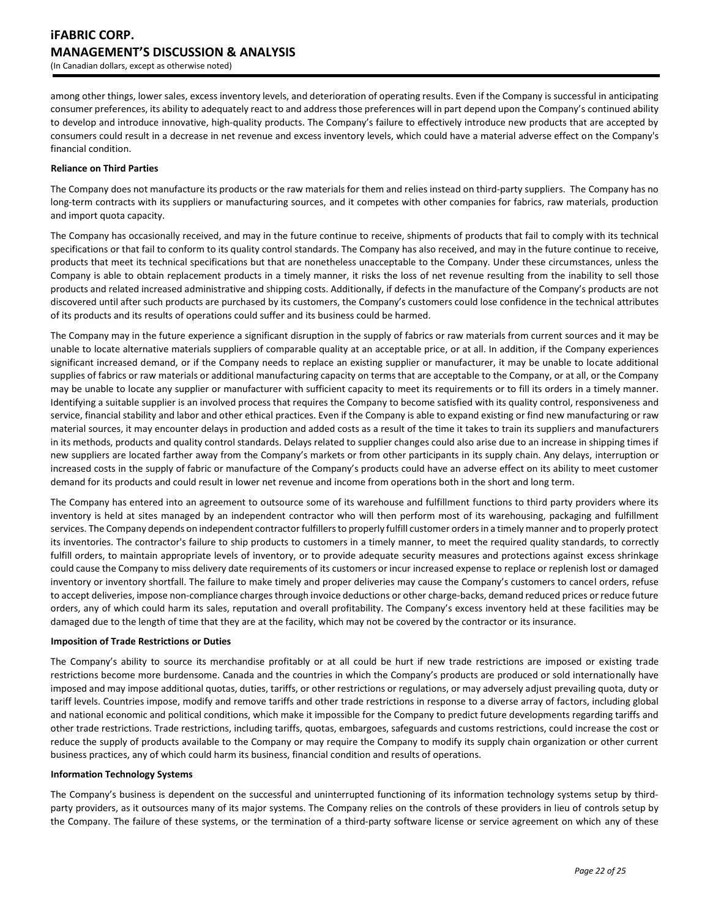among other things, lower sales, excess inventory levels, and deterioration of operating results. Even if the Company is successful in anticipating consumer preferences, its ability to adequately react to and address those preferences will in part depend upon the Company's continued ability to develop and introduce innovative, high-quality products. The Company's failure to effectively introduce new products that are accepted by consumers could result in a decrease in net revenue and excess inventory levels, which could have a material adverse effect on the Company's financial condition.

**Reliance on Third Parties**

The Company does not manufacture its products or the raw materials for them and relies instead on third-party suppliers. The Company has no long-term contracts with its suppliers or manufacturing sources, and it competes with other companies for fabrics, raw materials, production and import quota capacity.

The Company has occasionally received, and may in the future continue to receive, shipments of products that fail to comply with its technical specifications or that fail to conform to its quality control standards. The Company has also received, and may in the future continue to receive, products that meet its technical specifications but that are nonetheless unacceptable to the Company. Under these circumstances, unless the Company is able to obtain replacement products in a timely manner, it risks the loss of net revenue resulting from the inability to sell those products and related increased administrative and shipping costs. Additionally, if defects in the manufacture of the Company's products are not discovered until after such products are purchased by its customers, the Company's customers could lose confidence in the technical attributes of its products and its results of operations could suffer and its business could be harmed.

The Company may in the future experience a significant disruption in the supply of fabrics or raw materials from current sources and it may be unable to locate alternative materials suppliers of comparable quality at an acceptable price, or at all. In addition, if the Company experiences significant increased demand, or if the Company needs to replace an existing supplier or manufacturer, it may be unable to locate additional supplies of fabrics or raw materials or additional manufacturing capacity on terms that are acceptable to the Company, or at all, or the Company may be unable to locate any supplier or manufacturer with sufficient capacity to meet its requirements or to fill its orders in a timely manner. Identifying a suitable supplier is an involved process that requires the Company to become satisfied with its quality control, responsiveness and service, financial stability and labor and other ethical practices. Even if the Company is able to expand existing or find new manufacturing or raw material sources, it may encounter delays in production and added costs as a result of the time it takes to train its suppliers and manufacturers in its methods, products and quality control standards. Delays related to supplier changes could also arise due to an increase in shipping times if new suppliers are located farther away from the Company's markets or from other participants in its supply chain. Any delays, interruption or increased costs in the supply of fabric or manufacture of the Company's products could have an adverse effect on its ability to meet customer demand for its products and could result in lower net revenue and income from operations both in the short and long term.

The Company has entered into an agreement to outsource some of its warehouse and fulfillment functions to third party providers where its inventory is held at sites managed by an independent contractor who will then perform most of its warehousing, packaging and fulfillment services. The Company depends on independent contractor fulfillers to properly fulfill customer orders in a timely manner and to properly protect its inventories. The contractor's failure to ship products to customers in a timely manner, to meet the required quality standards, to correctly fulfill orders, to maintain appropriate levels of inventory, or to provide adequate security measures and protections against excess shrinkage could cause the Company to miss delivery date requirements of its customers or incur increased expense to replace or replenish lost or damaged inventory or inventory shortfall. The failure to make timely and proper deliveries may cause the Company's customers to cancel orders, refuse to accept deliveries, impose non-compliance charges through invoice deductions or other charge-backs, demand reduced prices or reduce future orders, any of which could harm its sales, reputation and overall profitability. The Company's excess inventory held at these facilities may be damaged due to the length of time that they are at the facility, which may not be covered by the contractor or its insurance.

**Imposition of Trade Restrictions or Duties**

The Company's ability to source its merchandise profitably or at all could be hurt if new trade restrictions are imposed or existing trade restrictions become more burdensome. Canada and the countries in which the Company's products are produced or sold internationally have imposed and may impose additional quotas, duties, tariffs, or other restrictions or regulations, or may adversely adjust prevailing quota, duty or tariff levels. Countries impose, modify and remove tariffs and other trade restrictions in response to a diverse array of factors, including global and national economic and political conditions, which make it impossible for the Company to predict future developments regarding tariffs and other trade restrictions. Trade restrictions, including tariffs, quotas, embargoes, safeguards and customs restrictions, could increase the cost or reduce the supply of products available to the Company or may require the Company to modify its supply chain organization or other current business practices, any of which could harm its business, financial condition and results of operations.

**Information Technology Systems**

The Company's business is dependent on the successful and uninterrupted functioning of its information technology systems setup by third-party providers, as it outsources many of its major systems. The Company relies on the controls of these providers in lieu of controls setup by the Company. The failure of these systems, or the termination of a third-party software license or service agreement on which any of these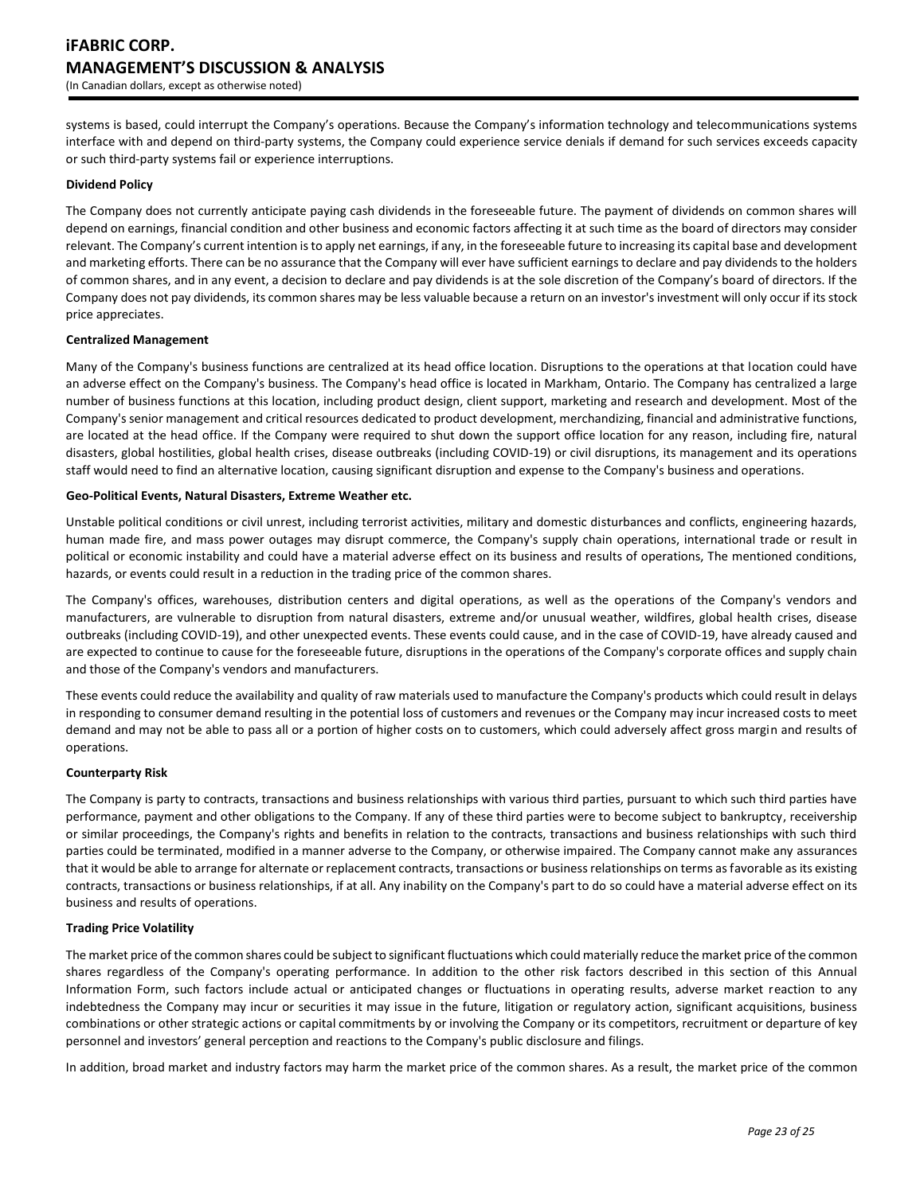systems is based, could interrupt the Company's operations. Because the Company's information technology and telecommunications systems interface with and depend on third-party systems, the Company could experience service denials if demand for such services exceeds capacity or such third-party systems fail or experience interruptions.

**Dividend Policy**

The Company does not currently anticipate paying cash dividends in the foreseeable future. The payment of dividends on common shares will depend on earnings, financial condition and other business and economic factors affecting it at such time as the board of directors may consider relevant. The Company's current intention is to apply net earnings, if any, in the foreseeable future to increasing its capital base and development and marketing efforts. There can be no assurance that the Company will ever have sufficient earnings to declare and pay dividends to the holders of common shares, and in any event, a decision to declare and pay dividends is at the sole discretion of the Company's board of directors. If the Company does not pay dividends, its common shares may be less valuable because a return on an investor's investment will only occur if its stock price appreciates.

**Centralized Management**

Many of the Company's business functions are centralized at its head office location. Disruptions to the operations at that location could have an adverse effect on the Company's business. The Company's head office is located in Markham, Ontario. The Company has centralized a large number of business functions at this location, including product design, client support, marketing and research and development. Most of the Company's senior management and critical resources dedicated to product development, merchandizing, financial and administrative functions, are located at the head office. If the Company were required to shut down the support office location for any reason, including fire, natural disasters, global hostilities, global health crises, disease outbreaks (including COVID-19) or civil disruptions, its management and its operations staff would need to find an alternative location, causing significant disruption and expense to the Company's business and operations.

**Geo-Political Events, Natural Disasters, Extreme Weather etc.**

Unstable political conditions or civil unrest, including terrorist activities, military and domestic disturbances and conflicts, engineering hazards, human made fire, and mass power outages may disrupt commerce, the Company's supply chain operations, international trade or result in political or economic instability and could have a material adverse effect on its business and results of operations, The mentioned conditions, hazards, or events could result in a reduction in the trading price of the common shares.

The Company's offices, warehouses, distribution centers and digital operations, as well as the operations of the Company's vendors and manufacturers, are vulnerable to disruption from natural disasters, extreme and/or unusual weather, wildfires, global health crises, disease outbreaks (including COVID-19), and other unexpected events. These events could cause, and in the case of COVID-19, have already caused and are expected to continue to cause for the foreseeable future, disruptions in the operations of the Company's corporate offices and supply chain and those of the Company's vendors and manufacturers.

These events could reduce the availability and quality of raw materials used to manufacture the Company's products which could result in delays in responding to consumer demand resulting in the potential loss of customers and revenues or the Company may incur increased costs to meet demand and may not be able to pass all or a portion of higher costs on to customers, which could adversely affect gross margin and results of operations.

**Counterparty Risk**

The Company is party to contracts, transactions and business relationships with various third parties, pursuant to which such third parties have performance, payment and other obligations to the Company. If any of these third parties were to become subject to bankruptcy, receivership or similar proceedings, the Company's rights and benefits in relation to the contracts, transactions and business relationships with such third parties could be terminated, modified in a manner adverse to the Company, or otherwise impaired. The Company cannot make any assurances that it would be able to arrange for alternate or replacement contracts, transactions or business relationships on terms as favorable as its existing contracts, transactions or business relationships, if at all. Any inability on the Company's part to do so could have a material adverse effect on its business and results of operations.

**Trading Price Volatility**

The market price of the common shares could be subject to significant fluctuations which could materially reduce the market price of the common shares regardless of the Company's operating performance. In addition to the other risk factors described in this section of this Annual Information Form, such factors include actual or anticipated changes or fluctuations in operating results, adverse market reaction to any indebtedness the Company may incur or securities it may issue in the future, litigation or regulatory action, significant acquisitions, business combinations or other strategic actions or capital commitments by or involving the Company or its competitors, recruitment or departure of key personnel and investors' general perception and reactions to the Company's public disclosure and filings.

In addition, broad market and industry factors may harm the market price of the common shares. As a result, the market price of the common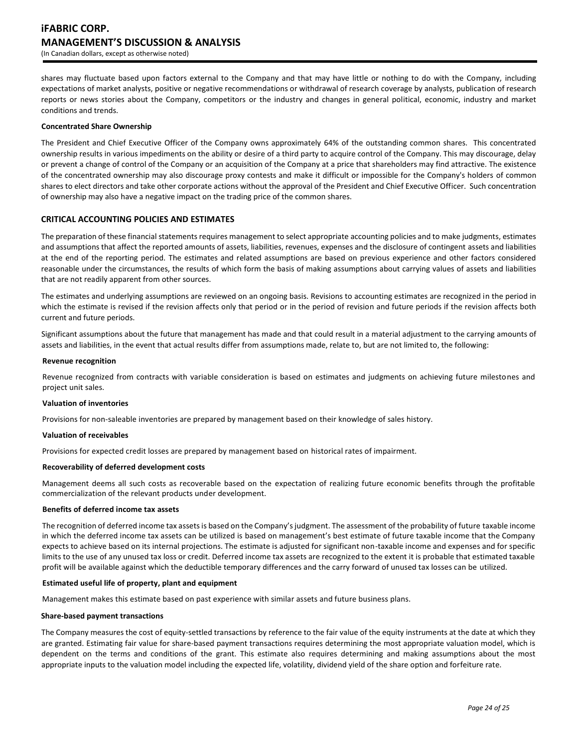shares may fluctuate based upon factors external to the Company and that may have little or nothing to do with the Company, including expectations of market analysts, positive or negative recommendations or withdrawal of research coverage by analysts, publication of research reports or news stories about the Company, competitors or the industry and changes in general political, economic, industry and market conditions and trends.

**Concentrated Share Ownership**

The President and Chief Executive Officer of the Company owns approximately 64% of the outstanding common shares. This concentrated ownership results in various impediments on the ability or desire of a third party to acquire control of the Company. This may discourage, delay or prevent a change of control of the Company or an acquisition of the Company at a price that shareholders may find attractive. The existence of the concentrated ownership may also discourage proxy contests and make it difficult or impossible for the Company's holders of common shares to elect directors and take other corporate actions without the approval of the President and Chief Executive Officer. Such concentration of ownership may also have a negative impact on the trading price of the common shares.

## CRITICAL ACCOUNTING POLICIES AND ESTIMATES

The preparation of these financial statements requires management to select appropriate accounting policies and to make judgments, estimates and assumptions that affect the reported amounts of assets, liabilities, revenues, expenses and the disclosure of contingent assets and liabilities at the end of the reporting period. The estimates and related assumptions are based on previous experience and other factors considered reasonable under the circumstances, the results of which form the basis of making assumptions about carrying values of assets and liabilities that are not readily apparent from other sources.

The estimates and underlying assumptions are reviewed on an ongoing basis. Revisions to accounting estimates are recognized in the period in which the estimate is revised if the revision affects only that period or in the period of revision and future periods if the revision affects both current and future periods.

Significant assumptions about the future that management has made and that could result in a material adjustment to the carrying amounts of assets and liabilities, in the event that actual results differ from assumptions made, relate to, but are not limited to, the following:

**Revenue recognition**

Revenue recognized from contracts with variable consideration is based on estimates and judgments on achieving future milestones and project unit sales.

**Valuation of inventories**

Provisions for non-saleable inventories are prepared by management based on their knowledge of sales history.

**Valuation of receivables**

Provisions for expected credit losses are prepared by management based on historical rates of impairment.

**Recoverability of deferred development costs**

Management deems all such costs as recoverable based on the expectation of realizing future economic benefits through the profitable commercialization of the relevant products under development.

**Benefits of deferred income tax assets**

The recognition of deferred income tax assets is based on the Company's judgment. The assessment of the probability of future taxable income in which the deferred income tax assets can be utilized is based on management's best estimate of future taxable income that the Company expects to achieve based on its internal projections. The estimate is adjusted for significant non-taxable income and expenses and for specific limits to the use of any unused tax loss or credit. Deferred income tax assets are recognized to the extent it is probable that estimated taxable profit will be available against which the deductible temporary differences and the carry forward of unused tax losses can be utilized.

**Estimated useful life of property, plant and equipment**

Management makes this estimate based on past experience with similar assets and future business plans.

**Share-based payment transactions**

The Company measures the cost of equity-settled transactions by reference to the fair value of the equity instruments at the date at which they are granted. Estimating fair value for share-based payment transactions requires determining the most appropriate valuation model, which is dependent on the terms and conditions of the grant. This estimate also requires determining and making assumptions about the most appropriate inputs to the valuation model including the expected life, volatility, dividend yield of the share option and forfeiture rate.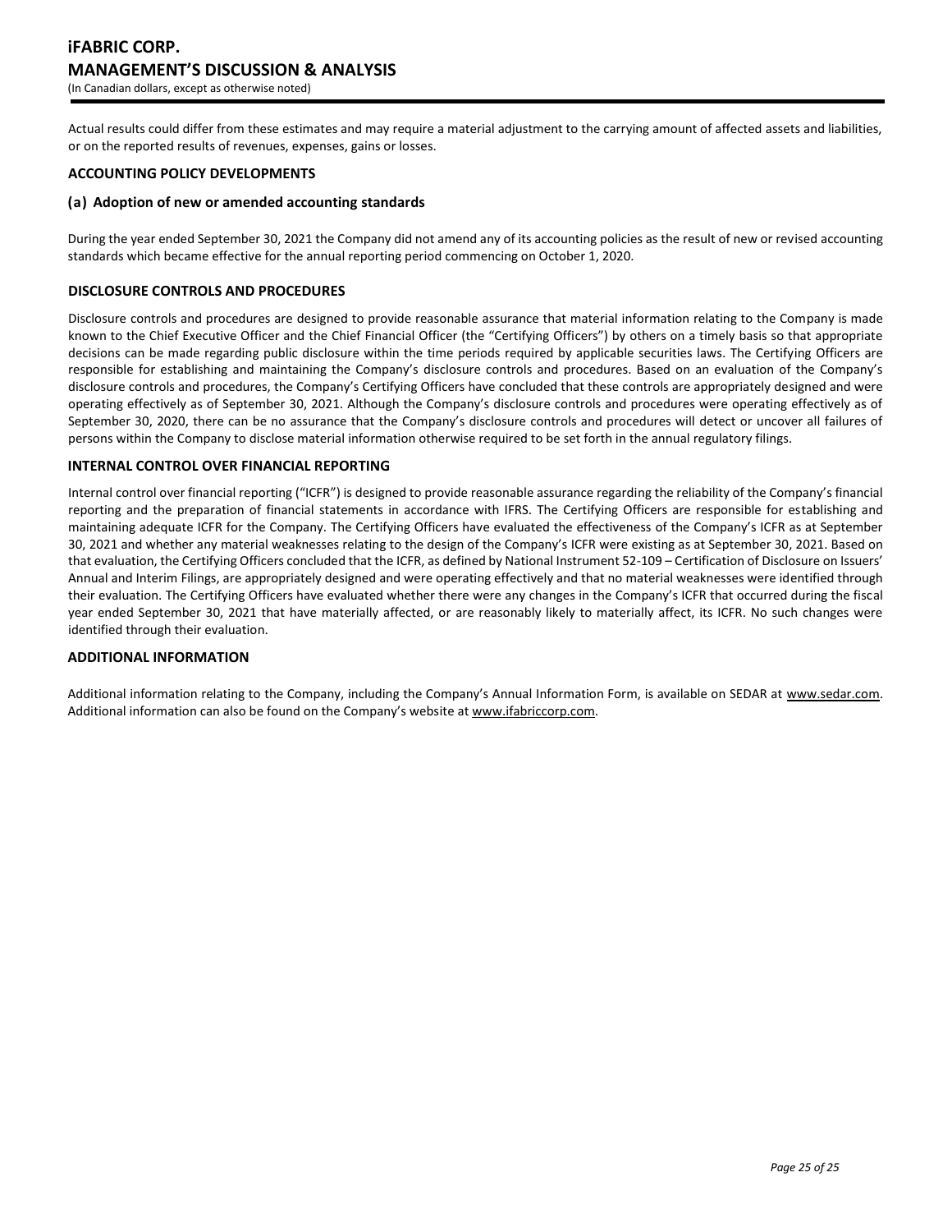Actual results could differ from these estimates and may require a material adjustment to the carrying amount of affected assets and liabilities, or on the reported results of revenues, expenses, gains or losses.

## ACCOUNTING POLICY DEVELOPMENTS

### (a) Adoption of new or amended accounting standards

During the year ended September 30, 2021 the Company did not amend any of its accounting policies as the result of new or revised accounting standards which became effective for the annual reporting period commencing on October 1, 2020.

## DISCLOSURE CONTROLS AND PROCEDURES

Disclosure controls and procedures are designed to provide reasonable assurance that material information relating to the Company is made known to the Chief Executive Officer and the Chief Financial Officer (the "Certifying Officers") by others on a timely basis so that appropriate decisions can be made regarding public disclosure within the time periods required by applicable securities laws. The Certifying Officers are responsible for establishing and maintaining the Company's disclosure controls and procedures. Based on an evaluation of the Company's disclosure controls and procedures, the Company's Certifying Officers have concluded that these controls are appropriately designed and were operating effectively as of September 30, 2021. Although the Company's disclosure controls and procedures were operating effectively as of September 30, 2020, there can be no assurance that the Company's disclosure controls and procedures will detect or uncover all failures of persons within the Company to disclose material information otherwise required to be set forth in the annual regulatory filings.

## INTERNAL CONTROL OVER FINANCIAL REPORTING

Internal control over financial reporting ("ICFR") is designed to provide reasonable assurance regarding the reliability of the Company's financial reporting and the preparation of financial statements in accordance with IFRS. The Certifying Officers are responsible for establishing and maintaining adequate ICFR for the Company. The Certifying Officers have evaluated the effectiveness of the Company's ICFR as at September 30, 2021 and whether any material weaknesses relating to the design of the Company's ICFR were existing as at September 30, 2021. Based on that evaluation, the Certifying Officers concluded that the ICFR, as defined by National Instrument 52-109 – Certification of Disclosure on Issuers' Annual and Interim Filings, are appropriately designed and were operating effectively and that no material weaknesses were identified through their evaluation. The Certifying Officers have evaluated whether there were any changes in the Company's ICFR that occurred during the fiscal year ended September 30, 2021 that have materially affected, or are reasonably likely to materially affect, its ICFR. No such changes were identified through their evaluation.

## ADDITIONAL INFORMATION

Additional information relating to the Company, including the Company's Annual Information Form, is available on SEDAR at www.sedar.com. Additional information can also be found on the Company's website at www.ifabriccorp.com.